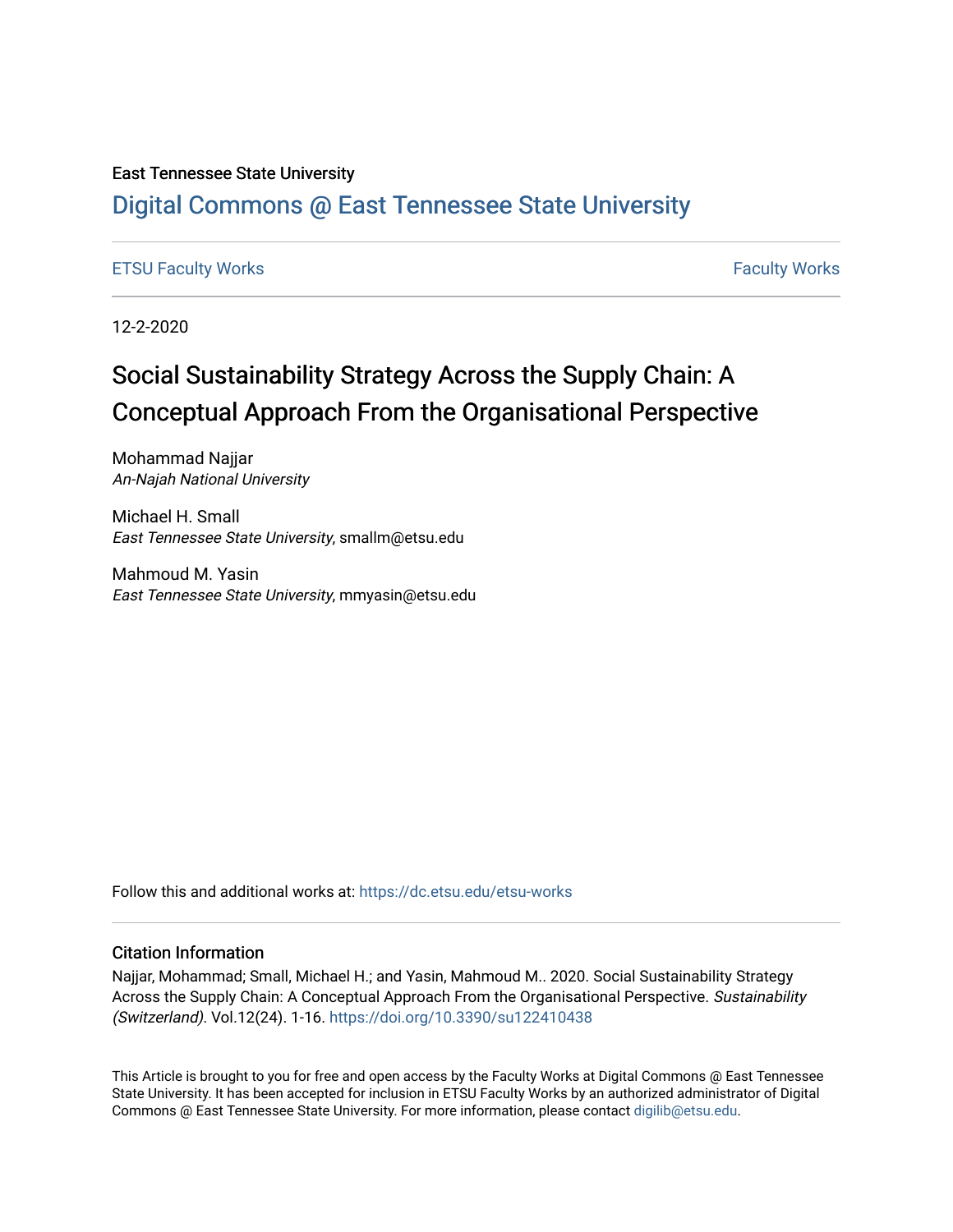East Tennessee State University

# Digital Commons @ East Tennessee State University

ETSU Faculty Works | Faculty Works

12-2-2020

## Social Sustainability Strategy Across the Supply Chain: A Conceptual Approach From the Organisational Perspective

Mohammad Najjar
*An-Najah National University*

Michael H. Small
*East Tennessee State University*, smallm@etsu.edu

Mahmoud M. Yasin
*East Tennessee State University*, mmyasin@etsu.edu

Follow this and additional works at: https://dc.etsu.edu/etsu-works

### Citation Information

Najjar, Mohammad; Small, Michael H.; and Yasin, Mahmoud M.. 2020. Social Sustainability Strategy Across the Supply Chain: A Conceptual Approach From the Organisational Perspective. *Sustainability (Switzerland)*. Vol.12(24). 1-16. https://doi.org/10.3390/su122410438

This Article is brought to you for free and open access by the Faculty Works at Digital Commons @ East Tennessee State University. It has been accepted for inclusion in ETSU Faculty Works by an authorized administrator of Digital Commons @ East Tennessee State University. For more information, please contact digilib@etsu.edu.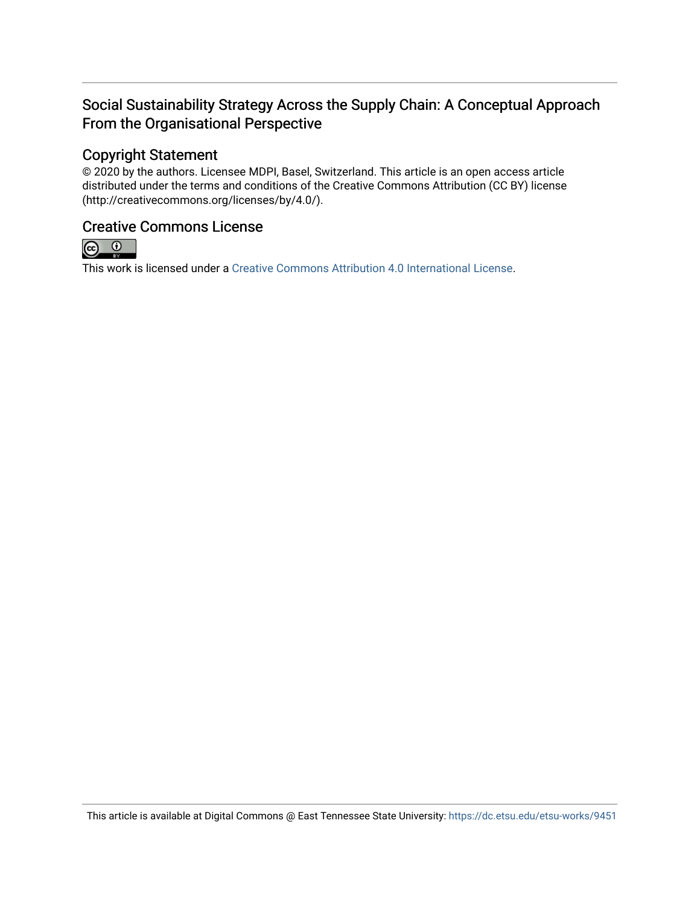# Social Sustainability Strategy Across the Supply Chain: A Conceptual Approach From the Organisational Perspective

## Copyright Statement

© 2020 by the authors. Licensee MDPI, Basel, Switzerland. This article is an open access article distributed under the terms and conditions of the Creative Commons Attribution (CC BY) license (http://creativecommons.org/licenses/by/4.0/).

## Creative Commons License

This work is licensed under a Creative Commons Attribution 4.0 International License.

This article is available at Digital Commons @ East Tennessee State University: https://dc.etsu.edu/etsu-works/9451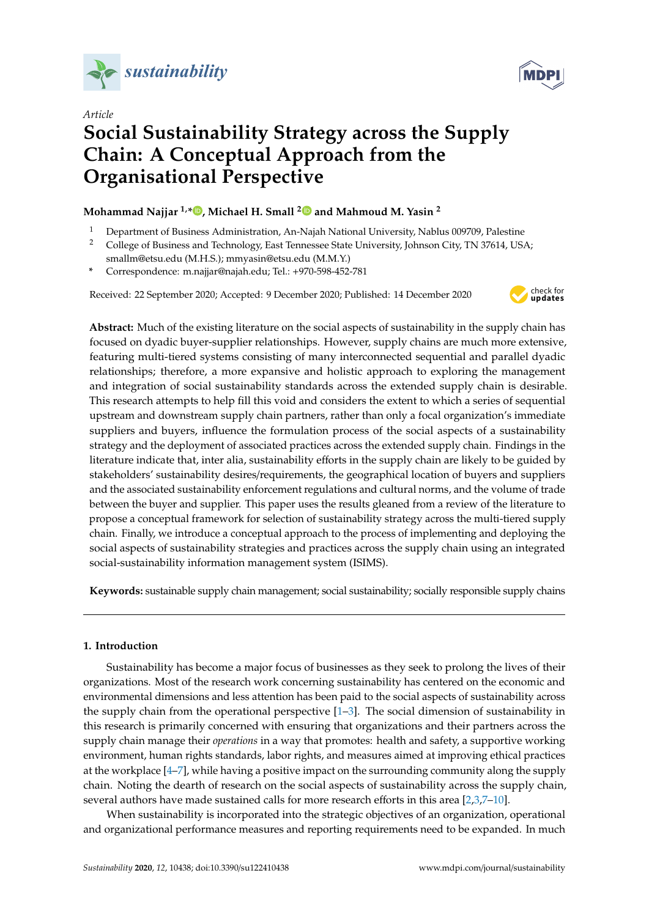*Article*

# Social Sustainability Strategy across the Supply Chain: A Conceptual Approach from the Organisational Perspective

**Mohammad Najjar [1,*], Michael H. Small [2] and Mahmoud M. Yasin [2]**

[1] Department of Business Administration, An-Najah National University, Nablus 009709, Palestine
[2] College of Business and Technology, East Tennessee State University, Johnson City, TN 37614, USA; smallm@etsu.edu (M.H.S.); mmyasin@etsu.edu (M.M.Y.)
[*] Correspondence: m.najjar@najah.edu; Tel.: +970-598-452-781

Received: 22 September 2020; Accepted: 9 December 2020; Published: 14 December 2020

**Abstract:** Much of the existing literature on the social aspects of sustainability in the supply chain has focused on dyadic buyer-supplier relationships. However, supply chains are much more extensive, featuring multi-tiered systems consisting of many interconnected sequential and parallel dyadic relationships; therefore, a more expansive and holistic approach to exploring the management and integration of social sustainability standards across the extended supply chain is desirable. This research attempts to help fill this void and considers the extent to which a series of sequential upstream and downstream supply chain partners, rather than only a focal organization's immediate suppliers and buyers, influence the formulation process of the social aspects of a sustainability strategy and the deployment of associated practices across the extended supply chain. Findings in the literature indicate that, inter alia, sustainability efforts in the supply chain are likely to be guided by stakeholders' sustainability desires/requirements, the geographical location of buyers and suppliers and the associated sustainability enforcement regulations and cultural norms, and the volume of trade between the buyer and supplier. This paper uses the results gleaned from a review of the literature to propose a conceptual framework for selection of sustainability strategy across the multi-tiered supply chain. Finally, we introduce a conceptual approach to the process of implementing and deploying the social aspects of sustainability strategies and practices across the supply chain using an integrated social-sustainability information management system (ISIMS).

**Keywords:** sustainable supply chain management; social sustainability; socially responsible supply chains

## 1. Introduction

Sustainability has become a major focus of businesses as they seek to prolong the lives of their organizations. Most of the research work concerning sustainability has centered on the economic and environmental dimensions and less attention has been paid to the social aspects of sustainability across the supply chain from the operational perspective [1–3]. The social dimension of sustainability in this research is primarily concerned with ensuring that organizations and their partners across the supply chain manage their *operations* in a way that promotes: health and safety, a supportive working environment, human rights standards, labor rights, and measures aimed at improving ethical practices at the workplace [4–7], while having a positive impact on the surrounding community along the supply chain. Noting the dearth of research on the social aspects of sustainability across the supply chain, several authors have made sustained calls for more research efforts in this area [2,3,7–10].

When sustainability is incorporated into the strategic objectives of an organization, operational and organizational performance measures and reporting requirements need to be expanded. In much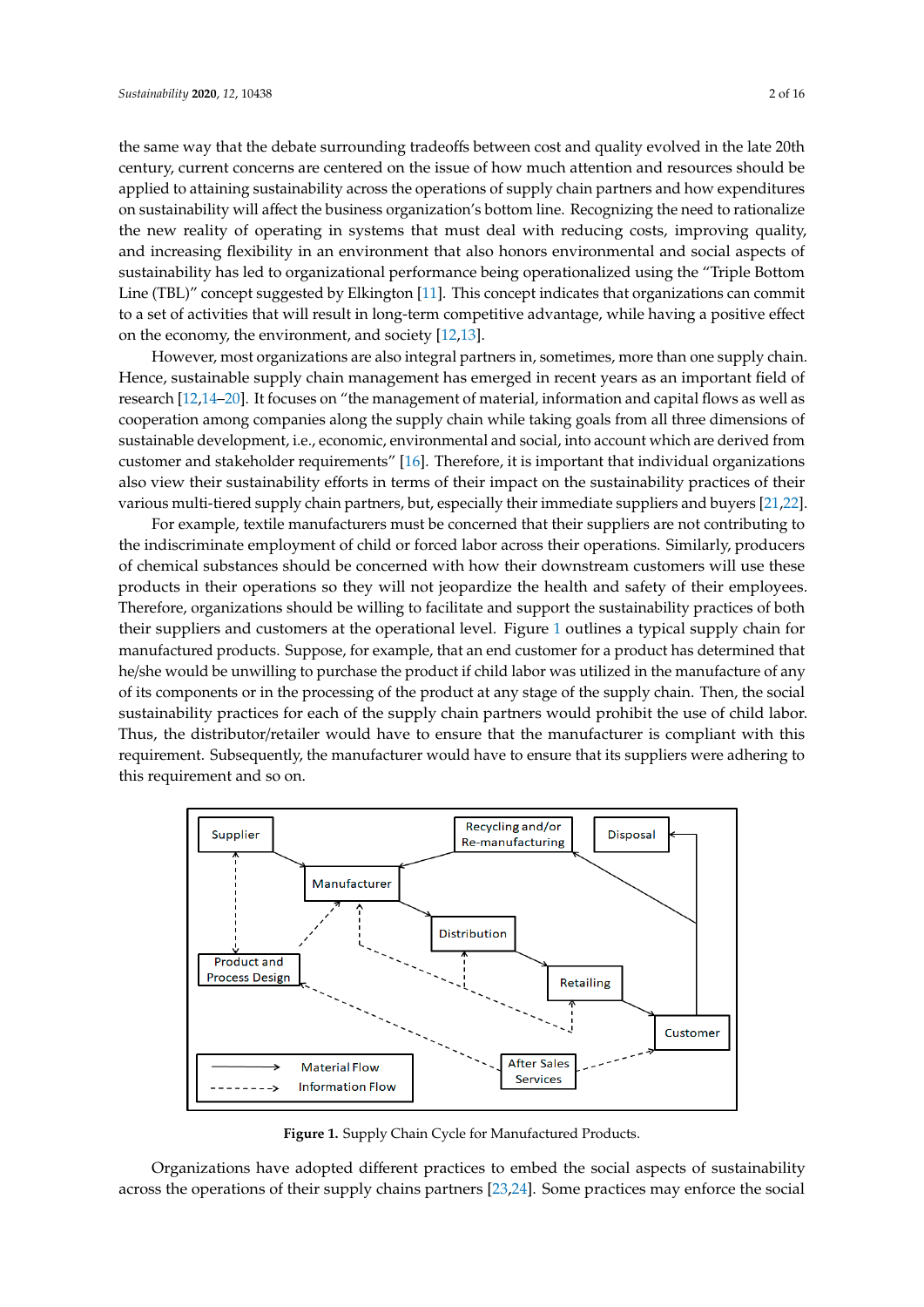the same way that the debate surrounding tradeoffs between cost and quality evolved in the late 20th century, current concerns are centered on the issue of how much attention and resources should be applied to attaining sustainability across the operations of supply chain partners and how expenditures on sustainability will affect the business organization's bottom line. Recognizing the need to rationalize the new reality of operating in systems that must deal with reducing costs, improving quality, and increasing flexibility in an environment that also honors environmental and social aspects of sustainability has led to organizational performance being operationalized using the "Triple Bottom Line (TBL)" concept suggested by Elkington [11]. This concept indicates that organizations can commit to a set of activities that will result in long-term competitive advantage, while having a positive effect on the economy, the environment, and society [12,13].

However, most organizations are also integral partners in, sometimes, more than one supply chain. Hence, sustainable supply chain management has emerged in recent years as an important field of research [12,14–20]. It focuses on "the management of material, information and capital flows as well as cooperation among companies along the supply chain while taking goals from all three dimensions of sustainable development, i.e., economic, environmental and social, into account which are derived from customer and stakeholder requirements" [16]. Therefore, it is important that individual organizations also view their sustainability efforts in terms of their impact on the sustainability practices of their various multi-tiered supply chain partners, but, especially their immediate suppliers and buyers [21,22].

For example, textile manufacturers must be concerned that their suppliers are not contributing to the indiscriminate employment of child or forced labor across their operations. Similarly, producers of chemical substances should be concerned with how their downstream customers will use these products in their operations so they will not jeopardize the health and safety of their employees. Therefore, organizations should be willing to facilitate and support the sustainability practices of both their suppliers and customers at the operational level. Figure 1 outlines a typical supply chain for manufactured products. Suppose, for example, that an end customer for a product has determined that he/she would be unwilling to purchase the product if child labor was utilized in the manufacture of any of its components or in the processing of the product at any stage of the supply chain. Then, the social sustainability practices for each of the supply chain partners would prohibit the use of child labor. Thus, the distributor/retailer would have to ensure that the manufacturer is compliant with this requirement. Subsequently, the manufacturer would have to ensure that its suppliers were adhering to this requirement and so on.

**Figure 1.** Supply Chain Cycle for Manufactured Products.

Organizations have adopted different practices to embed the social aspects of sustainability across the operations of their supply chains partners [23,24]. Some practices may enforce the social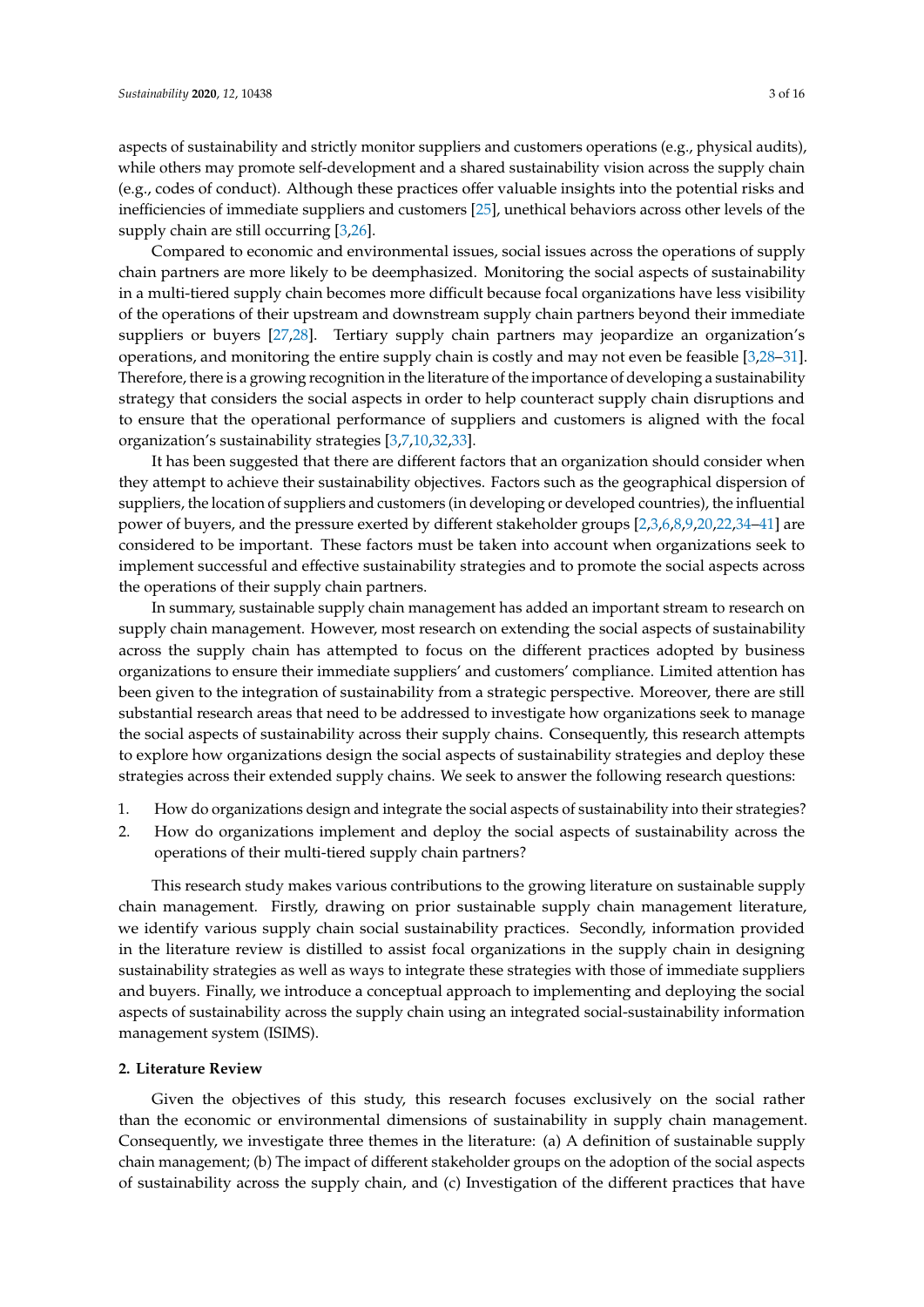aspects of sustainability and strictly monitor suppliers and customers operations (e.g., physical audits), while others may promote self-development and a shared sustainability vision across the supply chain (e.g., codes of conduct). Although these practices offer valuable insights into the potential risks and inefficiencies of immediate suppliers and customers [25], unethical behaviors across other levels of the supply chain are still occurring [3,26].

Compared to economic and environmental issues, social issues across the operations of supply chain partners are more likely to be deemphasized. Monitoring the social aspects of sustainability in a multi-tiered supply chain becomes more difficult because focal organizations have less visibility of the operations of their upstream and downstream supply chain partners beyond their immediate suppliers or buyers [27,28]. Tertiary supply chain partners may jeopardize an organization's operations, and monitoring the entire supply chain is costly and may not even be feasible [3,28–31]. Therefore, there is a growing recognition in the literature of the importance of developing a sustainability strategy that considers the social aspects in order to help counteract supply chain disruptions and to ensure that the operational performance of suppliers and customers is aligned with the focal organization's sustainability strategies [3,7,10,32,33].

It has been suggested that there are different factors that an organization should consider when they attempt to achieve their sustainability objectives. Factors such as the geographical dispersion of suppliers, the location of suppliers and customers (in developing or developed countries), the influential power of buyers, and the pressure exerted by different stakeholder groups [2,3,6,8,9,20,22,34–41] are considered to be important. These factors must be taken into account when organizations seek to implement successful and effective sustainability strategies and to promote the social aspects across the operations of their supply chain partners.

In summary, sustainable supply chain management has added an important stream to research on supply chain management. However, most research on extending the social aspects of sustainability across the supply chain has attempted to focus on the different practices adopted by business organizations to ensure their immediate suppliers' and customers' compliance. Limited attention has been given to the integration of sustainability from a strategic perspective. Moreover, there are still substantial research areas that need to be addressed to investigate how organizations seek to manage the social aspects of sustainability across their supply chains. Consequently, this research attempts to explore how organizations design the social aspects of sustainability strategies and deploy these strategies across their extended supply chains. We seek to answer the following research questions:

1. How do organizations design and integrate the social aspects of sustainability into their strategies?
2. How do organizations implement and deploy the social aspects of sustainability across the operations of their multi-tiered supply chain partners?

This research study makes various contributions to the growing literature on sustainable supply chain management. Firstly, drawing on prior sustainable supply chain management literature, we identify various supply chain social sustainability practices. Secondly, information provided in the literature review is distilled to assist focal organizations in the supply chain in designing sustainability strategies as well as ways to integrate these strategies with those of immediate suppliers and buyers. Finally, we introduce a conceptual approach to implementing and deploying the social aspects of sustainability across the supply chain using an integrated social-sustainability information management system (ISIMS).

## 2. Literature Review

Given the objectives of this study, this research focuses exclusively on the social rather than the economic or environmental dimensions of sustainability in supply chain management. Consequently, we investigate three themes in the literature: (a) A definition of sustainable supply chain management; (b) The impact of different stakeholder groups on the adoption of the social aspects of sustainability across the supply chain, and (c) Investigation of the different practices that have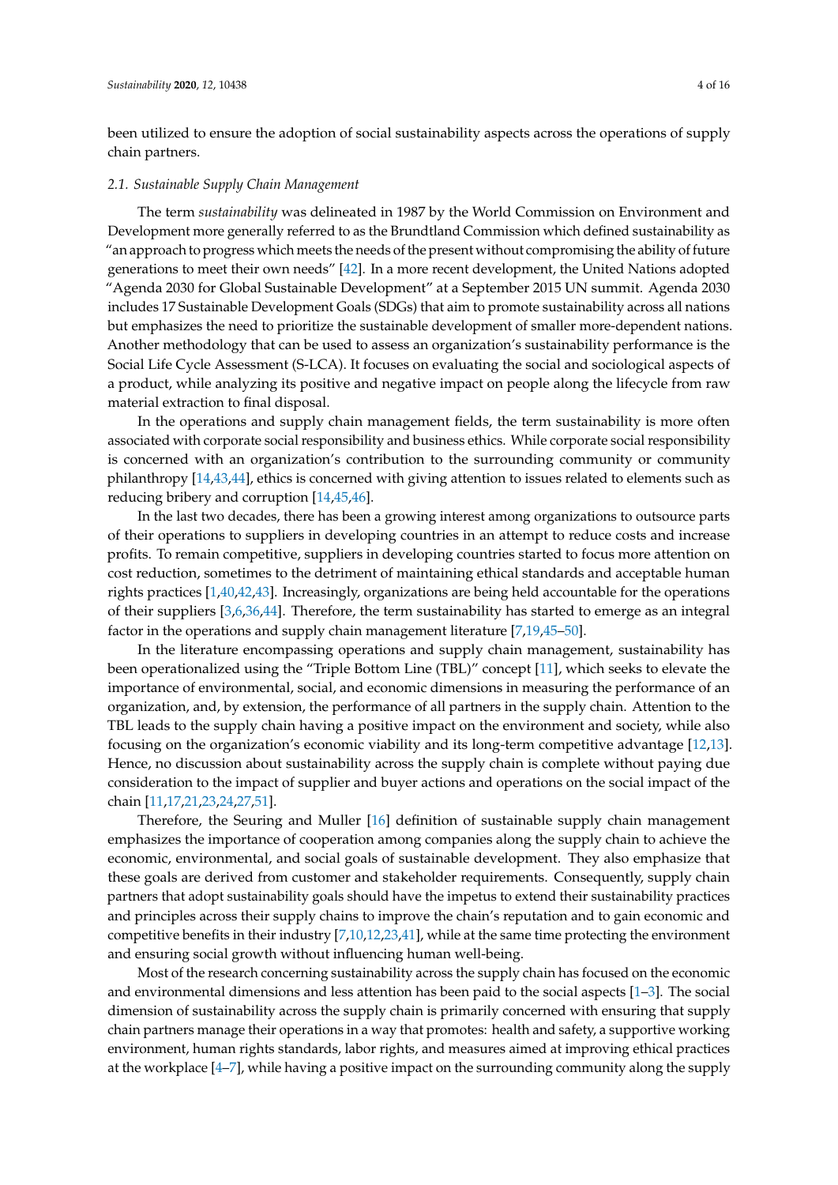been utilized to ensure the adoption of social sustainability aspects across the operations of supply chain partners.

### 2.1. Sustainable Supply Chain Management

The term *sustainability* was delineated in 1987 by the World Commission on Environment and Development more generally referred to as the Brundtland Commission which defined sustainability as "an approach to progress which meets the needs of the present without compromising the ability of future generations to meet their own needs" [42]. In a more recent development, the United Nations adopted "Agenda 2030 for Global Sustainable Development" at a September 2015 UN summit. Agenda 2030 includes 17 Sustainable Development Goals (SDGs) that aim to promote sustainability across all nations but emphasizes the need to prioritize the sustainable development of smaller more-dependent nations. Another methodology that can be used to assess an organization's sustainability performance is the Social Life Cycle Assessment (S-LCA). It focuses on evaluating the social and sociological aspects of a product, while analyzing its positive and negative impact on people along the lifecycle from raw material extraction to final disposal.

In the operations and supply chain management fields, the term sustainability is more often associated with corporate social responsibility and business ethics. While corporate social responsibility is concerned with an organization's contribution to the surrounding community or community philanthropy [14,43,44], ethics is concerned with giving attention to issues related to elements such as reducing bribery and corruption [14,45,46].

In the last two decades, there has been a growing interest among organizations to outsource parts of their operations to suppliers in developing countries in an attempt to reduce costs and increase profits. To remain competitive, suppliers in developing countries started to focus more attention on cost reduction, sometimes to the detriment of maintaining ethical standards and acceptable human rights practices [1,40,42,43]. Increasingly, organizations are being held accountable for the operations of their suppliers [3,6,36,44]. Therefore, the term sustainability has started to emerge as an integral factor in the operations and supply chain management literature [7,19,45–50].

In the literature encompassing operations and supply chain management, sustainability has been operationalized using the "Triple Bottom Line (TBL)" concept [11], which seeks to elevate the importance of environmental, social, and economic dimensions in measuring the performance of an organization, and, by extension, the performance of all partners in the supply chain. Attention to the TBL leads to the supply chain having a positive impact on the environment and society, while also focusing on the organization's economic viability and its long-term competitive advantage [12,13]. Hence, no discussion about sustainability across the supply chain is complete without paying due consideration to the impact of supplier and buyer actions and operations on the social impact of the chain [11,17,21,23,24,27,51].

Therefore, the Seuring and Muller [16] definition of sustainable supply chain management emphasizes the importance of cooperation among companies along the supply chain to achieve the economic, environmental, and social goals of sustainable development. They also emphasize that these goals are derived from customer and stakeholder requirements. Consequently, supply chain partners that adopt sustainability goals should have the impetus to extend their sustainability practices and principles across their supply chains to improve the chain's reputation and to gain economic and competitive benefits in their industry [7,10,12,23,41], while at the same time protecting the environment and ensuring social growth without influencing human well-being.

Most of the research concerning sustainability across the supply chain has focused on the economic and environmental dimensions and less attention has been paid to the social aspects [1–3]. The social dimension of sustainability across the supply chain is primarily concerned with ensuring that supply chain partners manage their operations in a way that promotes: health and safety, a supportive working environment, human rights standards, labor rights, and measures aimed at improving ethical practices at the workplace [4–7], while having a positive impact on the surrounding community along the supply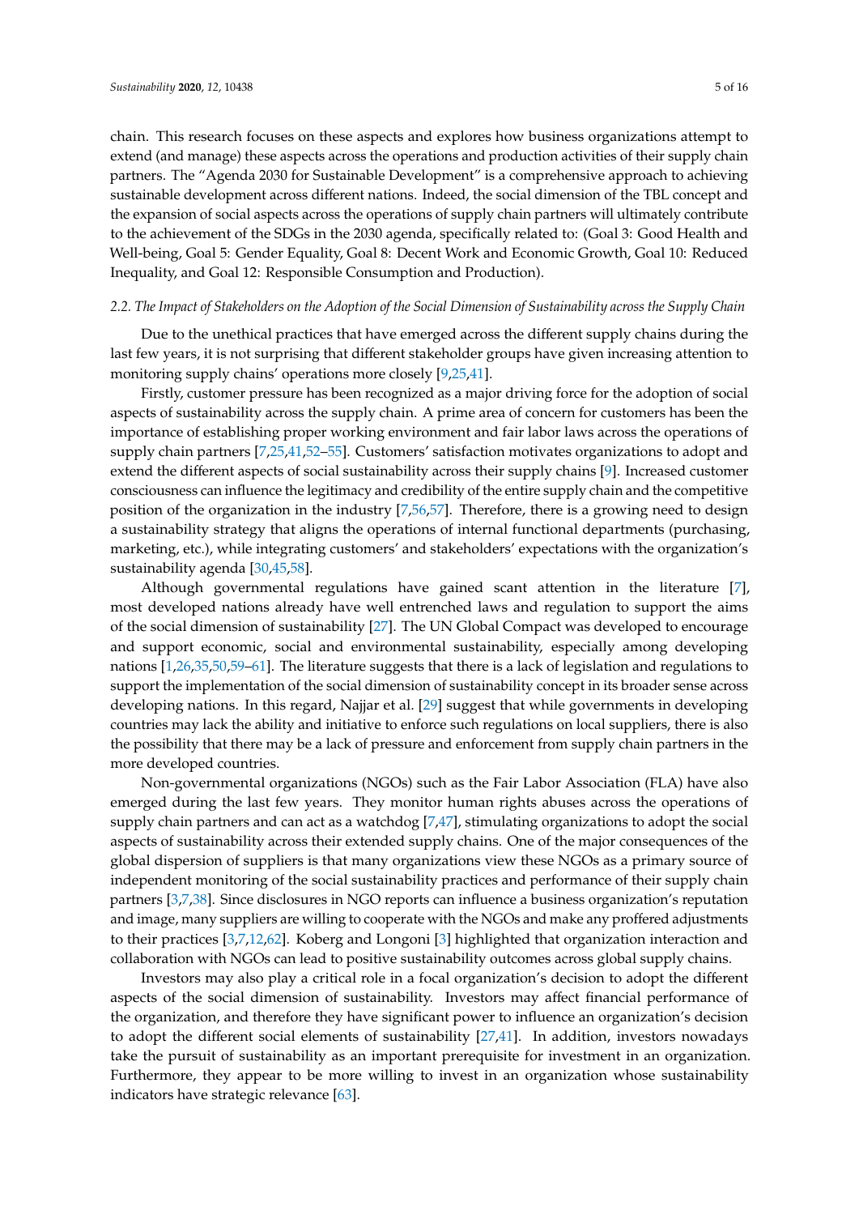chain. This research focuses on these aspects and explores how business organizations attempt to extend (and manage) these aspects across the operations and production activities of their supply chain partners. The "Agenda 2030 for Sustainable Development" is a comprehensive approach to achieving sustainable development across different nations. Indeed, the social dimension of the TBL concept and the expansion of social aspects across the operations of supply chain partners will ultimately contribute to the achievement of the SDGs in the 2030 agenda, specifically related to: (Goal 3: Good Health and Well-being, Goal 5: Gender Equality, Goal 8: Decent Work and Economic Growth, Goal 10: Reduced Inequality, and Goal 12: Responsible Consumption and Production).

### 2.2. The Impact of Stakeholders on the Adoption of the Social Dimension of Sustainability across the Supply Chain

Due to the unethical practices that have emerged across the different supply chains during the last few years, it is not surprising that different stakeholder groups have given increasing attention to monitoring supply chains' operations more closely [9,25,41].

Firstly, customer pressure has been recognized as a major driving force for the adoption of social aspects of sustainability across the supply chain. A prime area of concern for customers has been the importance of establishing proper working environment and fair labor laws across the operations of supply chain partners [7,25,41,52–55]. Customers' satisfaction motivates organizations to adopt and extend the different aspects of social sustainability across their supply chains [9]. Increased customer consciousness can influence the legitimacy and credibility of the entire supply chain and the competitive position of the organization in the industry [7,56,57]. Therefore, there is a growing need to design a sustainability strategy that aligns the operations of internal functional departments (purchasing, marketing, etc.), while integrating customers' and stakeholders' expectations with the organization's sustainability agenda [30,45,58].

Although governmental regulations have gained scant attention in the literature [7], most developed nations already have well entrenched laws and regulation to support the aims of the social dimension of sustainability [27]. The UN Global Compact was developed to encourage and support economic, social and environmental sustainability, especially among developing nations [1,26,35,50,59–61]. The literature suggests that there is a lack of legislation and regulations to support the implementation of the social dimension of sustainability concept in its broader sense across developing nations. In this regard, Najjar et al. [29] suggest that while governments in developing countries may lack the ability and initiative to enforce such regulations on local suppliers, there is also the possibility that there may be a lack of pressure and enforcement from supply chain partners in the more developed countries.

Non-governmental organizations (NGOs) such as the Fair Labor Association (FLA) have also emerged during the last few years. They monitor human rights abuses across the operations of supply chain partners and can act as a watchdog [7,47], stimulating organizations to adopt the social aspects of sustainability across their extended supply chains. One of the major consequences of the global dispersion of suppliers is that many organizations view these NGOs as a primary source of independent monitoring of the social sustainability practices and performance of their supply chain partners [3,7,38]. Since disclosures in NGO reports can influence a business organization's reputation and image, many suppliers are willing to cooperate with the NGOs and make any proffered adjustments to their practices [3,7,12,62]. Koberg and Longoni [3] highlighted that organization interaction and collaboration with NGOs can lead to positive sustainability outcomes across global supply chains.

Investors may also play a critical role in a focal organization's decision to adopt the different aspects of the social dimension of sustainability. Investors may affect financial performance of the organization, and therefore they have significant power to influence an organization's decision to adopt the different social elements of sustainability [27,41]. In addition, investors nowadays take the pursuit of sustainability as an important prerequisite for investment in an organization. Furthermore, they appear to be more willing to invest in an organization whose sustainability indicators have strategic relevance [63].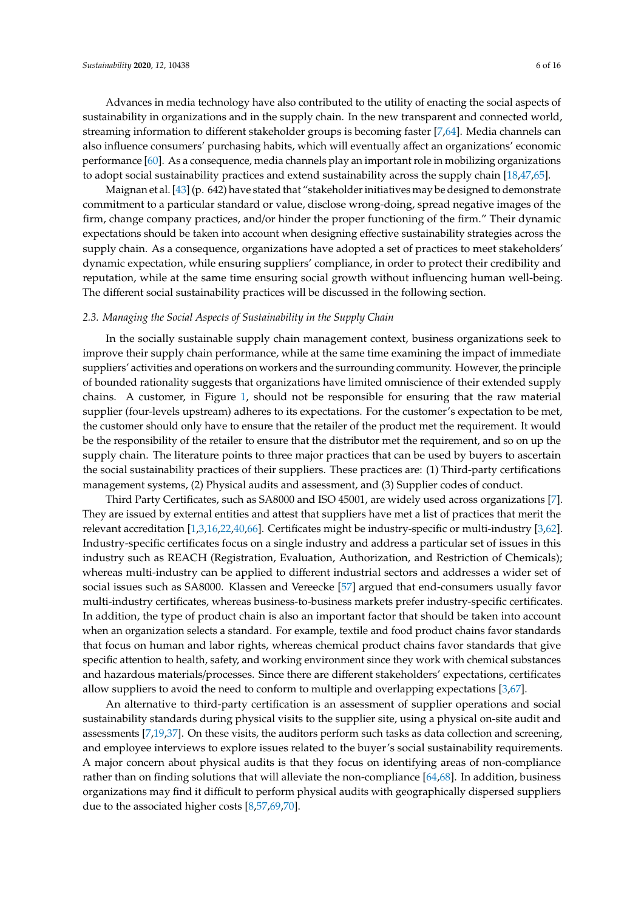Advances in media technology have also contributed to the utility of enacting the social aspects of sustainability in organizations and in the supply chain. In the new transparent and connected world, streaming information to different stakeholder groups is becoming faster [7,64]. Media channels can also influence consumers' purchasing habits, which will eventually affect an organizations' economic performance [60]. As a consequence, media channels play an important role in mobilizing organizations to adopt social sustainability practices and extend sustainability across the supply chain [18,47,65].

Maignan et al. [43] (p. 642) have stated that "stakeholder initiatives may be designed to demonstrate commitment to a particular standard or value, disclose wrong-doing, spread negative images of the firm, change company practices, and/or hinder the proper functioning of the firm." Their dynamic expectations should be taken into account when designing effective sustainability strategies across the supply chain. As a consequence, organizations have adopted a set of practices to meet stakeholders' dynamic expectation, while ensuring suppliers' compliance, in order to protect their credibility and reputation, while at the same time ensuring social growth without influencing human well-being. The different social sustainability practices will be discussed in the following section.

### *2.3. Managing the Social Aspects of Sustainability in the Supply Chain*

In the socially sustainable supply chain management context, business organizations seek to improve their supply chain performance, while at the same time examining the impact of immediate suppliers' activities and operations on workers and the surrounding community. However, the principle of bounded rationality suggests that organizations have limited omniscience of their extended supply chains. A customer, in Figure 1, should not be responsible for ensuring that the raw material supplier (four-levels upstream) adheres to its expectations. For the customer's expectation to be met, the customer should only have to ensure that the retailer of the product met the requirement. It would be the responsibility of the retailer to ensure that the distributor met the requirement, and so on up the supply chain. The literature points to three major practices that can be used by buyers to ascertain the social sustainability practices of their suppliers. These practices are: (1) Third-party certifications management systems, (2) Physical audits and assessment, and (3) Supplier codes of conduct.

Third Party Certificates, such as SA8000 and ISO 45001, are widely used across organizations [7]. They are issued by external entities and attest that suppliers have met a list of practices that merit the relevant accreditation [1,3,16,22,40,66]. Certificates might be industry-specific or multi-industry [3,62]. Industry-specific certificates focus on a single industry and address a particular set of issues in this industry such as REACH (Registration, Evaluation, Authorization, and Restriction of Chemicals); whereas multi-industry can be applied to different industrial sectors and addresses a wider set of social issues such as SA8000. Klassen and Vereecke [57] argued that end-consumers usually favor multi-industry certificates, whereas business-to-business markets prefer industry-specific certificates. In addition, the type of product chain is also an important factor that should be taken into account when an organization selects a standard. For example, textile and food product chains favor standards that focus on human and labor rights, whereas chemical product chains favor standards that give specific attention to health, safety, and working environment since they work with chemical substances and hazardous materials/processes. Since there are different stakeholders' expectations, certificates allow suppliers to avoid the need to conform to multiple and overlapping expectations [3,67].

An alternative to third-party certification is an assessment of supplier operations and social sustainability standards during physical visits to the supplier site, using a physical on-site audit and assessments [7,19,37]. On these visits, the auditors perform such tasks as data collection and screening, and employee interviews to explore issues related to the buyer's social sustainability requirements. A major concern about physical audits is that they focus on identifying areas of non-compliance rather than on finding solutions that will alleviate the non-compliance [64,68]. In addition, business organizations may find it difficult to perform physical audits with geographically dispersed suppliers due to the associated higher costs [8,57,69,70].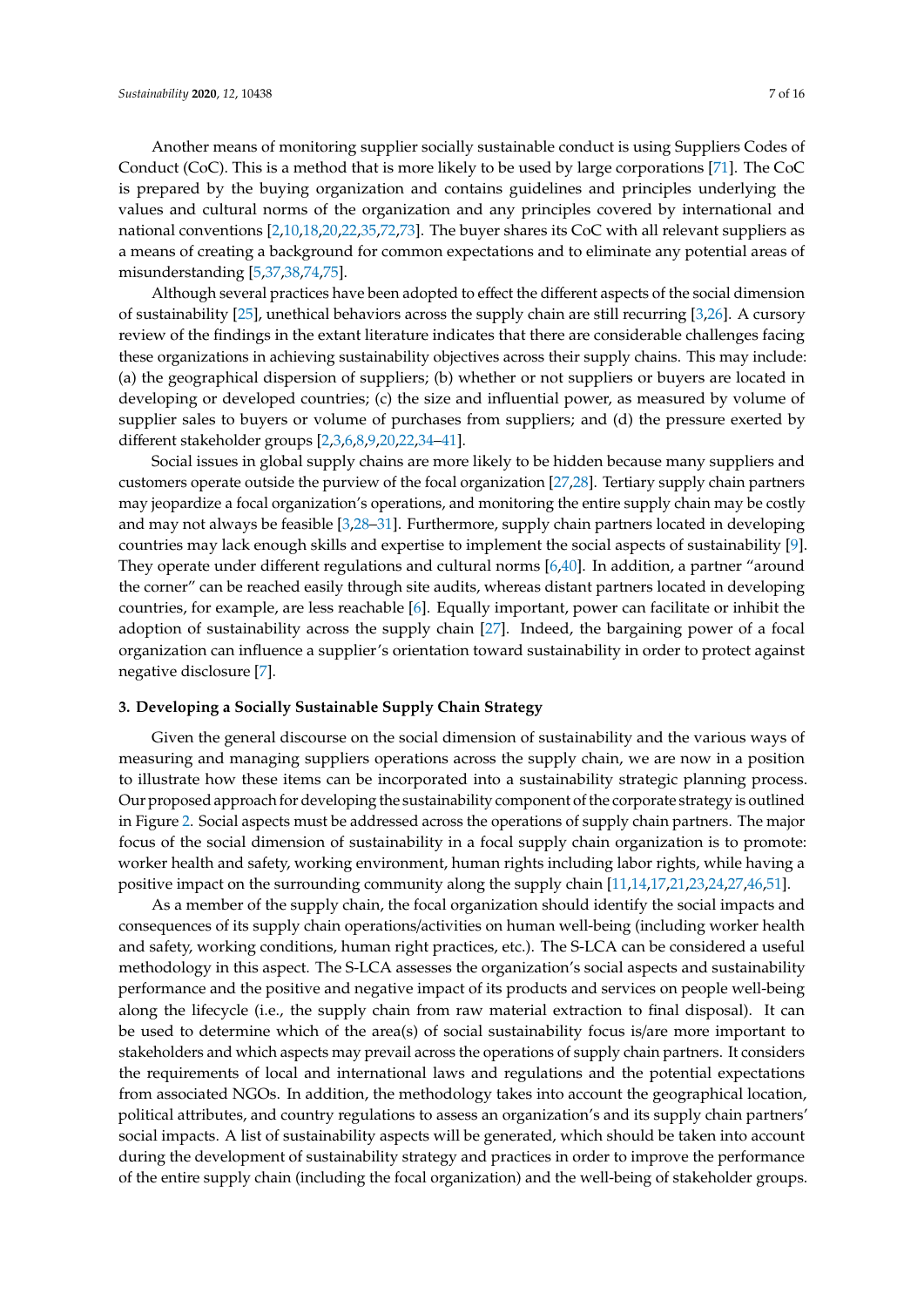Another means of monitoring supplier socially sustainable conduct is using Suppliers Codes of Conduct (CoC). This is a method that is more likely to be used by large corporations [71]. The CoC is prepared by the buying organization and contains guidelines and principles underlying the values and cultural norms of the organization and any principles covered by international and national conventions [2,10,18,20,22,35,72,73]. The buyer shares its CoC with all relevant suppliers as a means of creating a background for common expectations and to eliminate any potential areas of misunderstanding [5,37,38,74,75].

Although several practices have been adopted to effect the different aspects of the social dimension of sustainability [25], unethical behaviors across the supply chain are still recurring [3,26]. A cursory review of the findings in the extant literature indicates that there are considerable challenges facing these organizations in achieving sustainability objectives across their supply chains. This may include: (a) the geographical dispersion of suppliers; (b) whether or not suppliers or buyers are located in developing or developed countries; (c) the size and influential power, as measured by volume of supplier sales to buyers or volume of purchases from suppliers; and (d) the pressure exerted by different stakeholder groups [2,3,6,8,9,20,22,34–41].

Social issues in global supply chains are more likely to be hidden because many suppliers and customers operate outside the purview of the focal organization [27,28]. Tertiary supply chain partners may jeopardize a focal organization's operations, and monitoring the entire supply chain may be costly and may not always be feasible [3,28–31]. Furthermore, supply chain partners located in developing countries may lack enough skills and expertise to implement the social aspects of sustainability [9]. They operate under different regulations and cultural norms [6,40]. In addition, a partner "around the corner" can be reached easily through site audits, whereas distant partners located in developing countries, for example, are less reachable [6]. Equally important, power can facilitate or inhibit the adoption of sustainability across the supply chain [27]. Indeed, the bargaining power of a focal organization can influence a supplier's orientation toward sustainability in order to protect against negative disclosure [7].

### 3. Developing a Socially Sustainable Supply Chain Strategy

Given the general discourse on the social dimension of sustainability and the various ways of measuring and managing suppliers operations across the supply chain, we are now in a position to illustrate how these items can be incorporated into a sustainability strategic planning process. Our proposed approach for developing the sustainability component of the corporate strategy is outlined in Figure 2. Social aspects must be addressed across the operations of supply chain partners. The major focus of the social dimension of sustainability in a focal supply chain organization is to promote: worker health and safety, working environment, human rights including labor rights, while having a positive impact on the surrounding community along the supply chain [11,14,17,21,23,24,27,46,51].

As a member of the supply chain, the focal organization should identify the social impacts and consequences of its supply chain operations/activities on human well-being (including worker health and safety, working conditions, human right practices, etc.). The S-LCA can be considered a useful methodology in this aspect. The S-LCA assesses the organization's social aspects and sustainability performance and the positive and negative impact of its products and services on people well-being along the lifecycle (i.e., the supply chain from raw material extraction to final disposal). It can be used to determine which of the area(s) of social sustainability focus is/are more important to stakeholders and which aspects may prevail across the operations of supply chain partners. It considers the requirements of local and international laws and regulations and the potential expectations from associated NGOs. In addition, the methodology takes into account the geographical location, political attributes, and country regulations to assess an organization's and its supply chain partners' social impacts. A list of sustainability aspects will be generated, which should be taken into account during the development of sustainability strategy and practices in order to improve the performance of the entire supply chain (including the focal organization) and the well-being of stakeholder groups.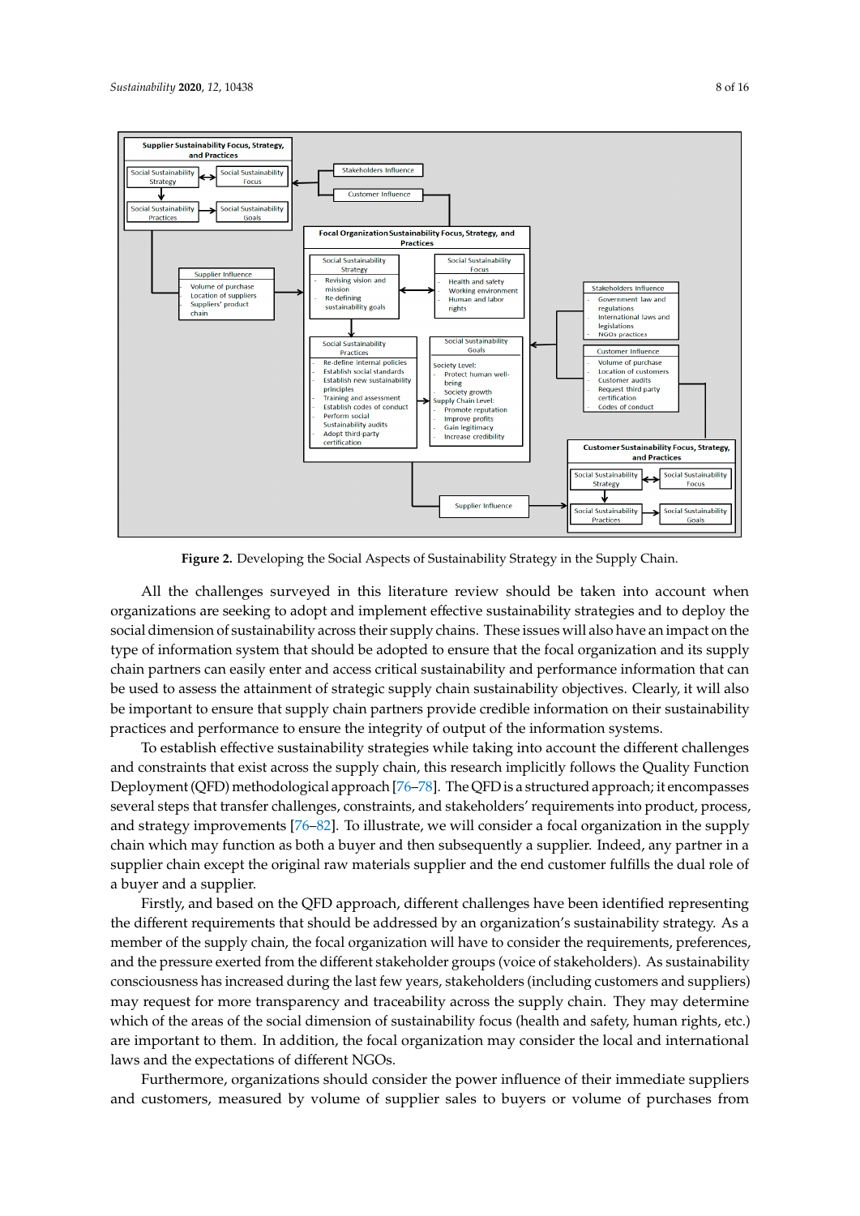Figure 2. Developing the Social Aspects of Sustainability Strategy in the Supply Chain.

All the challenges surveyed in this literature review should be taken into account when organizations are seeking to adopt and implement effective sustainability strategies and to deploy the social dimension of sustainability across their supply chains. These issues will also have an impact on the type of information system that should be adopted to ensure that the focal organization and its supply chain partners can easily enter and access critical sustainability and performance information that can be used to assess the attainment of strategic supply chain sustainability objectives. Clearly, it will also be important to ensure that supply chain partners provide credible information on their sustainability practices and performance to ensure the integrity of output of the information systems.

To establish effective sustainability strategies while taking into account the different challenges and constraints that exist across the supply chain, this research implicitly follows the Quality Function Deployment (QFD) methodological approach [76–78]. The QFD is a structured approach; it encompasses several steps that transfer challenges, constraints, and stakeholders' requirements into product, process, and strategy improvements [76–82]. To illustrate, we will consider a focal organization in the supply chain which may function as both a buyer and then subsequently a supplier. Indeed, any partner in a supplier chain except the original raw materials supplier and the end customer fulfills the dual role of a buyer and a supplier.

Firstly, and based on the QFD approach, different challenges have been identified representing the different requirements that should be addressed by an organization's sustainability strategy. As a member of the supply chain, the focal organization will have to consider the requirements, preferences, and the pressure exerted from the different stakeholder groups (voice of stakeholders). As sustainability consciousness has increased during the last few years, stakeholders (including customers and suppliers) may request for more transparency and traceability across the supply chain. They may determine which of the areas of the social dimension of sustainability focus (health and safety, human rights, etc.) are important to them. In addition, the focal organization may consider the local and international laws and the expectations of different NGOs.

Furthermore, organizations should consider the power influence of their immediate suppliers and customers, measured by volume of supplier sales to buyers or volume of purchases from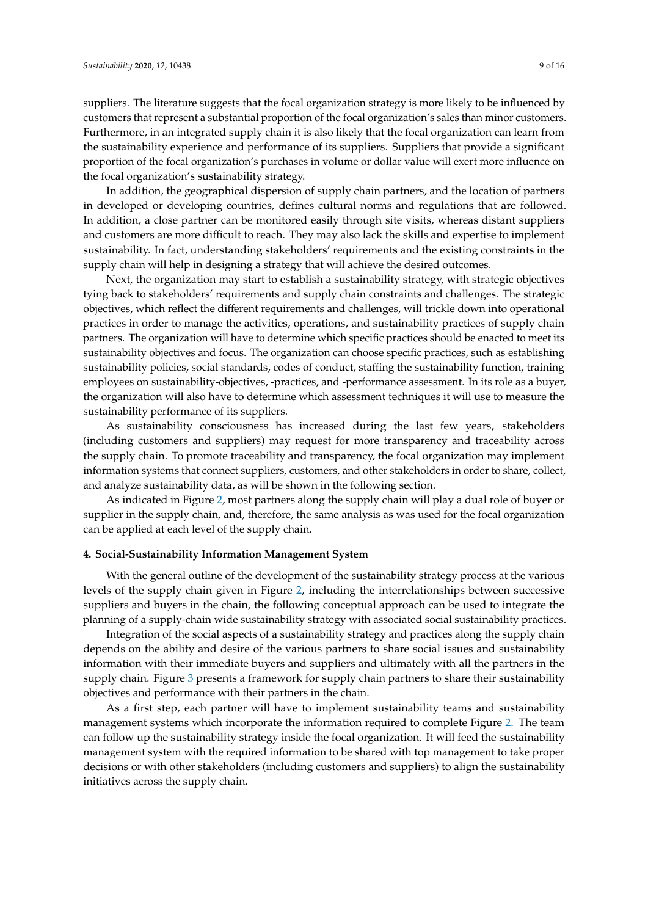suppliers. The literature suggests that the focal organization strategy is more likely to be influenced by customers that represent a substantial proportion of the focal organization's sales than minor customers. Furthermore, in an integrated supply chain it is also likely that the focal organization can learn from the sustainability experience and performance of its suppliers. Suppliers that provide a significant proportion of the focal organization's purchases in volume or dollar value will exert more influence on the focal organization's sustainability strategy.

In addition, the geographical dispersion of supply chain partners, and the location of partners in developed or developing countries, defines cultural norms and regulations that are followed. In addition, a close partner can be monitored easily through site visits, whereas distant suppliers and customers are more difficult to reach. They may also lack the skills and expertise to implement sustainability. In fact, understanding stakeholders' requirements and the existing constraints in the supply chain will help in designing a strategy that will achieve the desired outcomes.

Next, the organization may start to establish a sustainability strategy, with strategic objectives tying back to stakeholders' requirements and supply chain constraints and challenges. The strategic objectives, which reflect the different requirements and challenges, will trickle down into operational practices in order to manage the activities, operations, and sustainability practices of supply chain partners. The organization will have to determine which specific practices should be enacted to meet its sustainability objectives and focus. The organization can choose specific practices, such as establishing sustainability policies, social standards, codes of conduct, staffing the sustainability function, training employees on sustainability-objectives, -practices, and -performance assessment. In its role as a buyer, the organization will also have to determine which assessment techniques it will use to measure the sustainability performance of its suppliers.

As sustainability consciousness has increased during the last few years, stakeholders (including customers and suppliers) may request for more transparency and traceability across the supply chain. To promote traceability and transparency, the focal organization may implement information systems that connect suppliers, customers, and other stakeholders in order to share, collect, and analyze sustainability data, as will be shown in the following section.

As indicated in Figure 2, most partners along the supply chain will play a dual role of buyer or supplier in the supply chain, and, therefore, the same analysis as was used for the focal organization can be applied at each level of the supply chain.

## 4. Social-Sustainability Information Management System

With the general outline of the development of the sustainability strategy process at the various levels of the supply chain given in Figure 2, including the interrelationships between successive suppliers and buyers in the chain, the following conceptual approach can be used to integrate the planning of a supply-chain wide sustainability strategy with associated social sustainability practices.

Integration of the social aspects of a sustainability strategy and practices along the supply chain depends on the ability and desire of the various partners to share social issues and sustainability information with their immediate buyers and suppliers and ultimately with all the partners in the supply chain. Figure 3 presents a framework for supply chain partners to share their sustainability objectives and performance with their partners in the chain.

As a first step, each partner will have to implement sustainability teams and sustainability management systems which incorporate the information required to complete Figure 2. The team can follow up the sustainability strategy inside the focal organization. It will feed the sustainability management system with the required information to be shared with top management to take proper decisions or with other stakeholders (including customers and suppliers) to align the sustainability initiatives across the supply chain.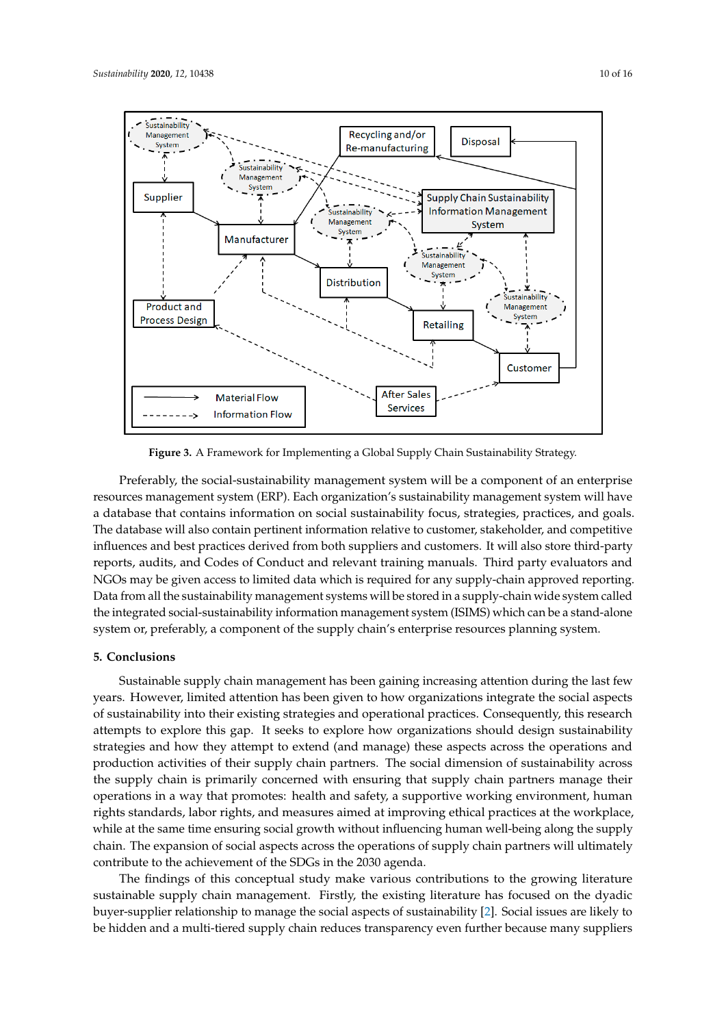**Figure 3.** A Framework for Implementing a Global Supply Chain Sustainability Strategy.

Preferably, the social-sustainability management system will be a component of an enterprise resources management system (ERP). Each organization's sustainability management system will have a database that contains information on social sustainability focus, strategies, practices, and goals. The database will also contain pertinent information relative to customer, stakeholder, and competitive influences and best practices derived from both suppliers and customers. It will also store third-party reports, audits, and Codes of Conduct and relevant training manuals. Third party evaluators and NGOs may be given access to limited data which is required for any supply-chain approved reporting. Data from all the sustainability management systems will be stored in a supply-chain wide system called the integrated social-sustainability information management system (ISIMS) which can be a stand-alone system or, preferably, a component of the supply chain's enterprise resources planning system.

## 5. Conclusions

Sustainable supply chain management has been gaining increasing attention during the last few years. However, limited attention has been given to how organizations integrate the social aspects of sustainability into their existing strategies and operational practices. Consequently, this research attempts to explore this gap. It seeks to explore how organizations should design sustainability strategies and how they attempt to extend (and manage) these aspects across the operations and production activities of their supply chain partners. The social dimension of sustainability across the supply chain is primarily concerned with ensuring that supply chain partners manage their operations in a way that promotes: health and safety, a supportive working environment, human rights standards, labor rights, and measures aimed at improving ethical practices at the workplace, while at the same time ensuring social growth without influencing human well-being along the supply chain. The expansion of social aspects across the operations of supply chain partners will ultimately contribute to the achievement of the SDGs in the 2030 agenda.

The findings of this conceptual study make various contributions to the growing literature sustainable supply chain management. Firstly, the existing literature has focused on the dyadic buyer-supplier relationship to manage the social aspects of sustainability [2]. Social issues are likely to be hidden and a multi-tiered supply chain reduces transparency even further because many suppliers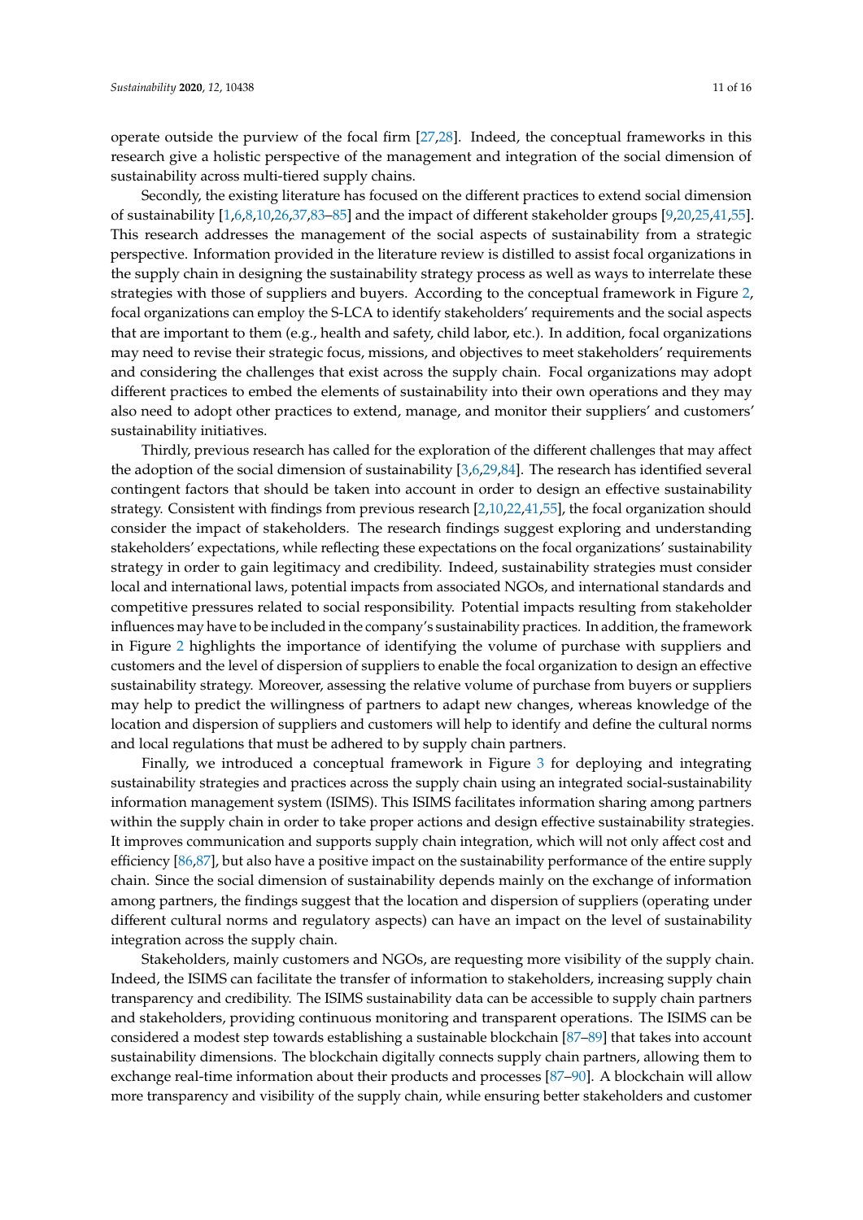operate outside the purview of the focal firm [27,28]. Indeed, the conceptual frameworks in this research give a holistic perspective of the management and integration of the social dimension of sustainability across multi-tiered supply chains.

Secondly, the existing literature has focused on the different practices to extend social dimension of sustainability [1,6,8,10,26,37,83–85] and the impact of different stakeholder groups [9,20,25,41,55]. This research addresses the management of the social aspects of sustainability from a strategic perspective. Information provided in the literature review is distilled to assist focal organizations in the supply chain in designing the sustainability strategy process as well as ways to interrelate these strategies with those of suppliers and buyers. According to the conceptual framework in Figure 2, focal organizations can employ the S-LCA to identify stakeholders' requirements and the social aspects that are important to them (e.g., health and safety, child labor, etc.). In addition, focal organizations may need to revise their strategic focus, missions, and objectives to meet stakeholders' requirements and considering the challenges that exist across the supply chain. Focal organizations may adopt different practices to embed the elements of sustainability into their own operations and they may also need to adopt other practices to extend, manage, and monitor their suppliers' and customers' sustainability initiatives.

Thirdly, previous research has called for the exploration of the different challenges that may affect the adoption of the social dimension of sustainability [3,6,29,84]. The research has identified several contingent factors that should be taken into account in order to design an effective sustainability strategy. Consistent with findings from previous research [2,10,22,41,55], the focal organization should consider the impact of stakeholders. The research findings suggest exploring and understanding stakeholders' expectations, while reflecting these expectations on the focal organizations' sustainability strategy in order to gain legitimacy and credibility. Indeed, sustainability strategies must consider local and international laws, potential impacts from associated NGOs, and international standards and competitive pressures related to social responsibility. Potential impacts resulting from stakeholder influences may have to be included in the company's sustainability practices. In addition, the framework in Figure 2 highlights the importance of identifying the volume of purchase with suppliers and customers and the level of dispersion of suppliers to enable the focal organization to design an effective sustainability strategy. Moreover, assessing the relative volume of purchase from buyers or suppliers may help to predict the willingness of partners to adapt new changes, whereas knowledge of the location and dispersion of suppliers and customers will help to identify and define the cultural norms and local regulations that must be adhered to by supply chain partners.

Finally, we introduced a conceptual framework in Figure 3 for deploying and integrating sustainability strategies and practices across the supply chain using an integrated social-sustainability information management system (ISIMS). This ISIMS facilitates information sharing among partners within the supply chain in order to take proper actions and design effective sustainability strategies. It improves communication and supports supply chain integration, which will not only affect cost and efficiency [86,87], but also have a positive impact on the sustainability performance of the entire supply chain. Since the social dimension of sustainability depends mainly on the exchange of information among partners, the findings suggest that the location and dispersion of suppliers (operating under different cultural norms and regulatory aspects) can have an impact on the level of sustainability integration across the supply chain.

Stakeholders, mainly customers and NGOs, are requesting more visibility of the supply chain. Indeed, the ISIMS can facilitate the transfer of information to stakeholders, increasing supply chain transparency and credibility. The ISIMS sustainability data can be accessible to supply chain partners and stakeholders, providing continuous monitoring and transparent operations. The ISIMS can be considered a modest step towards establishing a sustainable blockchain [87–89] that takes into account sustainability dimensions. The blockchain digitally connects supply chain partners, allowing them to exchange real-time information about their products and processes [87–90]. A blockchain will allow more transparency and visibility of the supply chain, while ensuring better stakeholders and customer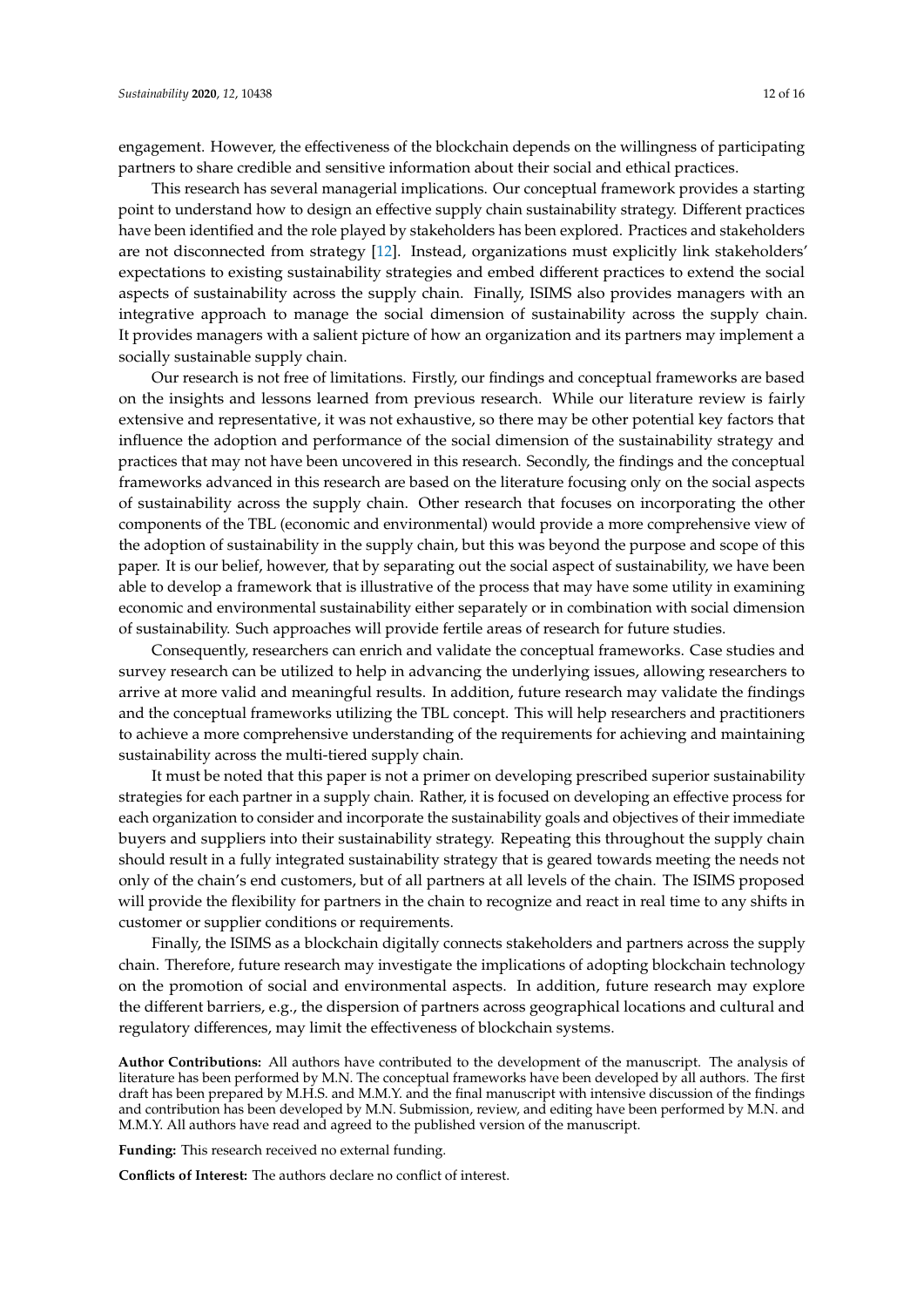engagement. However, the effectiveness of the blockchain depends on the willingness of participating partners to share credible and sensitive information about their social and ethical practices.

This research has several managerial implications. Our conceptual framework provides a starting point to understand how to design an effective supply chain sustainability strategy. Different practices have been identified and the role played by stakeholders has been explored. Practices and stakeholders are not disconnected from strategy [12]. Instead, organizations must explicitly link stakeholders' expectations to existing sustainability strategies and embed different practices to extend the social aspects of sustainability across the supply chain. Finally, ISIMS also provides managers with an integrative approach to manage the social dimension of sustainability across the supply chain. It provides managers with a salient picture of how an organization and its partners may implement a socially sustainable supply chain.

Our research is not free of limitations. Firstly, our findings and conceptual frameworks are based on the insights and lessons learned from previous research. While our literature review is fairly extensive and representative, it was not exhaustive, so there may be other potential key factors that influence the adoption and performance of the social dimension of the sustainability strategy and practices that may not have been uncovered in this research. Secondly, the findings and the conceptual frameworks advanced in this research are based on the literature focusing only on the social aspects of sustainability across the supply chain. Other research that focuses on incorporating the other components of the TBL (economic and environmental) would provide a more comprehensive view of the adoption of sustainability in the supply chain, but this was beyond the purpose and scope of this paper. It is our belief, however, that by separating out the social aspect of sustainability, we have been able to develop a framework that is illustrative of the process that may have some utility in examining economic and environmental sustainability either separately or in combination with social dimension of sustainability. Such approaches will provide fertile areas of research for future studies.

Consequently, researchers can enrich and validate the conceptual frameworks. Case studies and survey research can be utilized to help in advancing the underlying issues, allowing researchers to arrive at more valid and meaningful results. In addition, future research may validate the findings and the conceptual frameworks utilizing the TBL concept. This will help researchers and practitioners to achieve a more comprehensive understanding of the requirements for achieving and maintaining sustainability across the multi-tiered supply chain.

It must be noted that this paper is not a primer on developing prescribed superior sustainability strategies for each partner in a supply chain. Rather, it is focused on developing an effective process for each organization to consider and incorporate the sustainability goals and objectives of their immediate buyers and suppliers into their sustainability strategy. Repeating this throughout the supply chain should result in a fully integrated sustainability strategy that is geared towards meeting the needs not only of the chain's end customers, but of all partners at all levels of the chain. The ISIMS proposed will provide the flexibility for partners in the chain to recognize and react in real time to any shifts in customer or supplier conditions or requirements.

Finally, the ISIMS as a blockchain digitally connects stakeholders and partners across the supply chain. Therefore, future research may investigate the implications of adopting blockchain technology on the promotion of social and environmental aspects. In addition, future research may explore the different barriers, e.g., the dispersion of partners across geographical locations and cultural and regulatory differences, may limit the effectiveness of blockchain systems.

**Author Contributions:** All authors have contributed to the development of the manuscript. The analysis of literature has been performed by M.N. The conceptual frameworks have been developed by all authors. The first draft has been prepared by M.H.S. and M.M.Y. and the final manuscript with intensive discussion of the findings and contribution has been developed by M.N. Submission, review, and editing have been performed by M.N. and M.M.Y. All authors have read and agreed to the published version of the manuscript.

**Funding:** This research received no external funding.

**Conflicts of Interest:** The authors declare no conflict of interest.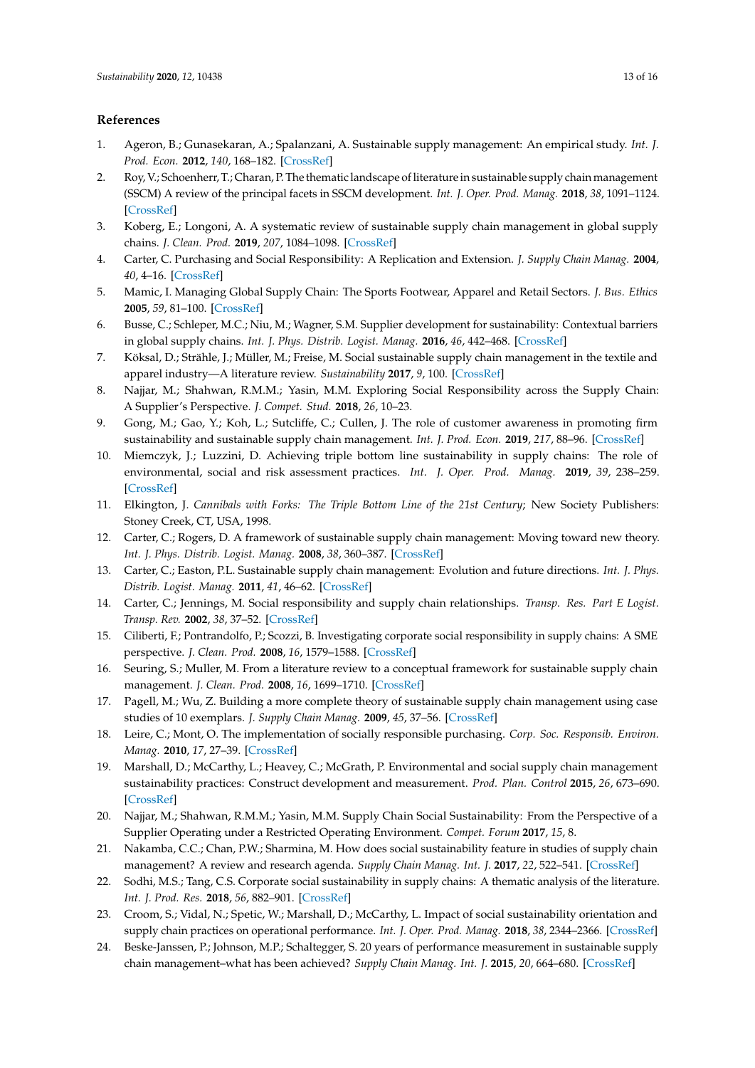## References

1. Ageron, B.; Gunasekaran, A.; Spalanzani, A. Sustainable supply management: An empirical study. *Int. J. Prod. Econ.* **2012**, *140*, 168–182. [CrossRef]
2. Roy, V.; Schoenherr, T.; Charan, P. The thematic landscape of literature in sustainable supply chain management (SSCM) A review of the principal facets in SSCM development. *Int. J. Oper. Prod. Manag.* **2018**, *38*, 1091–1124. [CrossRef]
3. Koberg, E.; Longoni, A. A systematic review of sustainable supply chain management in global supply chains. *J. Clean. Prod.* **2019**, *207*, 1084–1098. [CrossRef]
4. Carter, C. Purchasing and Social Responsibility: A Replication and Extension. *J. Supply Chain Manag.* **2004**, *40*, 4–16. [CrossRef]
5. Mamic, I. Managing Global Supply Chain: The Sports Footwear, Apparel and Retail Sectors. *J. Bus. Ethics* **2005**, *59*, 81–100. [CrossRef]
6. Busse, C.; Schleper, M.C.; Niu, M.; Wagner, S.M. Supplier development for sustainability: Contextual barriers in global supply chains. *Int. J. Phys. Distrib. Logist. Manag.* **2016**, *46*, 442–468. [CrossRef]
7. Köksal, D.; Strähle, J.; Müller, M.; Freise, M. Social sustainable supply chain management in the textile and apparel industry—A literature review. *Sustainability* **2017**, *9*, 100. [CrossRef]
8. Najjar, M.; Shahwan, R.M.M.; Yasin, M.M. Exploring Social Responsibility across the Supply Chain: A Supplier's Perspective. *J. Compet. Stud.* **2018**, *26*, 10–23.
9. Gong, M.; Gao, Y.; Koh, L.; Sutcliffe, C.; Cullen, J. The role of customer awareness in promoting firm sustainability and sustainable supply chain management. *Int. J. Prod. Econ.* **2019**, *217*, 88–96. [CrossRef]
10. Miemczyk, J.; Luzzini, D. Achieving triple bottom line sustainability in supply chains: The role of environmental, social and risk assessment practices. *Int. J. Oper. Prod. Manag.* **2019**, *39*, 238–259. [CrossRef]
11. Elkington, J. *Cannibals with Forks: The Triple Bottom Line of the 21st Century*; New Society Publishers: Stoney Creek, CT, USA, 1998.
12. Carter, C.; Rogers, D. A framework of sustainable supply chain management: Moving toward new theory. *Int. J. Phys. Distrib. Logist. Manag.* **2008**, *38*, 360–387. [CrossRef]
13. Carter, C.; Easton, P.L. Sustainable supply chain management: Evolution and future directions. *Int. J. Phys. Distrib. Logist. Manag.* **2011**, *41*, 46–62. [CrossRef]
14. Carter, C.; Jennings, M. Social responsibility and supply chain relationships. *Transp. Res. Part E Logist. Transp. Rev.* **2002**, *38*, 37–52. [CrossRef]
15. Ciliberti, F.; Pontrandolfo, P.; Scozzi, B. Investigating corporate social responsibility in supply chains: A SME perspective. *J. Clean. Prod.* **2008**, *16*, 1579–1588. [CrossRef]
16. Seuring, S.; Muller, M. From a literature review to a conceptual framework for sustainable supply chain management. *J. Clean. Prod.* **2008**, *16*, 1699–1710. [CrossRef]
17. Pagell, M.; Wu, Z. Building a more complete theory of sustainable supply chain management using case studies of 10 exemplars. *J. Supply Chain Manag.* **2009**, *45*, 37–56. [CrossRef]
18. Leire, C.; Mont, O. The implementation of socially responsible purchasing. *Corp. Soc. Responsib. Environ. Manag.* **2010**, *17*, 27–39. [CrossRef]
19. Marshall, D.; McCarthy, L.; Heavey, C.; McGrath, P. Environmental and social supply chain management sustainability practices: Construct development and measurement. *Prod. Plan. Control* **2015**, *26*, 673–690. [CrossRef]
20. Najjar, M.; Shahwan, R.M.M.; Yasin, M.M. Supply Chain Social Sustainability: From the Perspective of a Supplier Operating under a Restricted Operating Environment. *Compet. Forum* **2017**, *15*, 8.
21. Nakamba, C.C.; Chan, P.W.; Sharmina, M. How does social sustainability feature in studies of supply chain management? A review and research agenda. *Supply Chain Manag. Int. J.* **2017**, *22*, 522–541. [CrossRef]
22. Sodhi, M.S.; Tang, C.S. Corporate social sustainability in supply chains: A thematic analysis of the literature. *Int. J. Prod. Res.* **2018**, *56*, 882–901. [CrossRef]
23. Croom, S.; Vidal, N.; Spetic, W.; Marshall, D.; McCarthy, L. Impact of social sustainability orientation and supply chain practices on operational performance. *Int. J. Oper. Prod. Manag.* **2018**, *38*, 2344–2366. [CrossRef]
24. Beske-Janssen, P.; Johnson, M.P.; Schaltegger, S. 20 years of performance measurement in sustainable supply chain management–what has been achieved? *Supply Chain Manag. Int. J.* **2015**, *20*, 664–680. [CrossRef]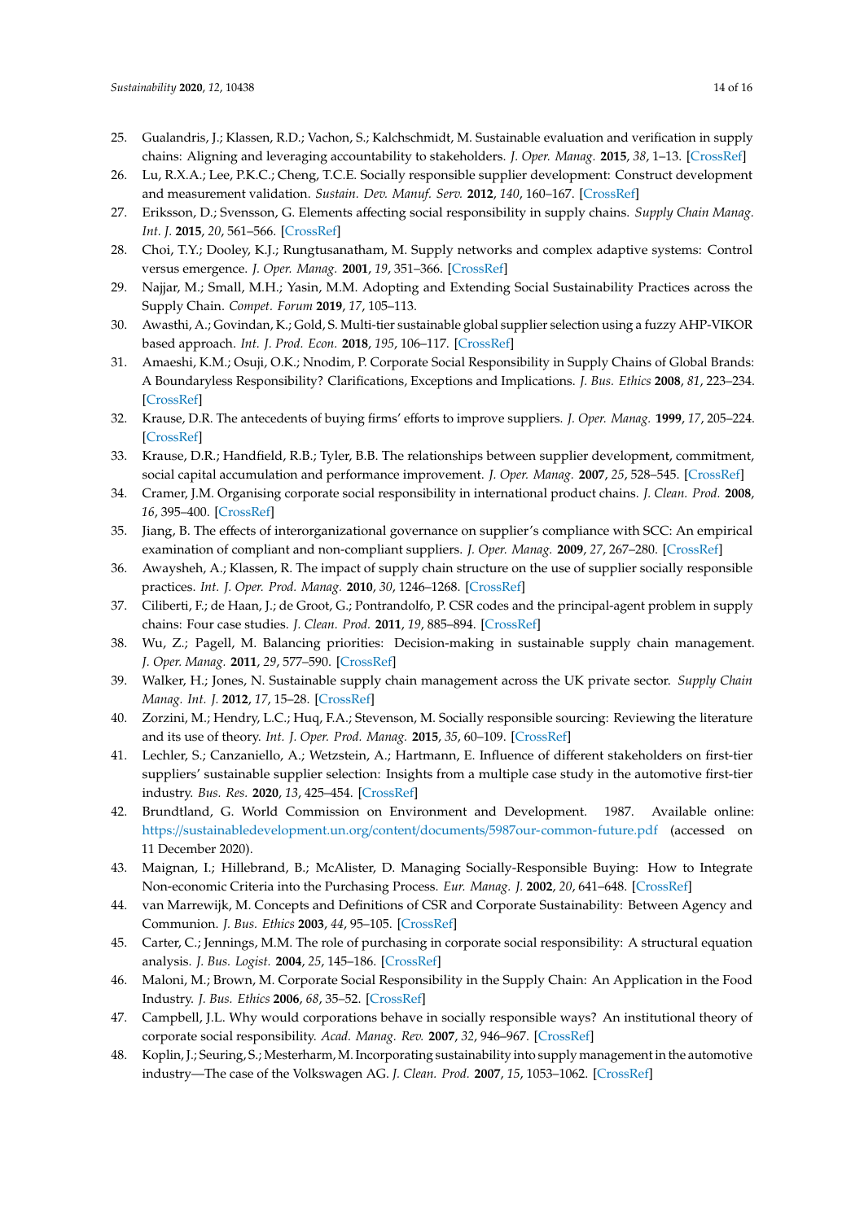25. Gualandris, J.; Klassen, R.D.; Vachon, S.; Kalchschmidt, M. Sustainable evaluation and verification in supply chains: Aligning and leveraging accountability to stakeholders. *J. Oper. Manag.* **2015**, *38*, 1–13. [CrossRef]
26. Lu, R.X.A.; Lee, P.K.C.; Cheng, T.C.E. Socially responsible supplier development: Construct development and measurement validation. *Sustain. Dev. Manuf. Serv.* **2012**, *140*, 160–167. [CrossRef]
27. Eriksson, D.; Svensson, G. Elements affecting social responsibility in supply chains. *Supply Chain Manag. Int. J.* **2015**, *20*, 561–566. [CrossRef]
28. Choi, T.Y.; Dooley, K.J.; Rungtusanatham, M. Supply networks and complex adaptive systems: Control versus emergence. *J. Oper. Manag.* **2001**, *19*, 351–366. [CrossRef]
29. Najjar, M.; Small, M.H.; Yasin, M.M. Adopting and Extending Social Sustainability Practices across the Supply Chain. *Compet. Forum* **2019**, *17*, 105–113.
30. Awasthi, A.; Govindan, K.; Gold, S. Multi-tier sustainable global supplier selection using a fuzzy AHP-VIKOR based approach. *Int. J. Prod. Econ.* **2018**, *195*, 106–117. [CrossRef]
31. Amaeshi, K.M.; Osuji, O.K.; Nnodim, P. Corporate Social Responsibility in Supply Chains of Global Brands: A Boundaryless Responsibility? Clarifications, Exceptions and Implications. *J. Bus. Ethics* **2008**, *81*, 223–234. [CrossRef]
32. Krause, D.R. The antecedents of buying firms' efforts to improve suppliers. *J. Oper. Manag.* **1999**, *17*, 205–224. [CrossRef]
33. Krause, D.R.; Handfield, R.B.; Tyler, B.B. The relationships between supplier development, commitment, social capital accumulation and performance improvement. *J. Oper. Manag.* **2007**, *25*, 528–545. [CrossRef]
34. Cramer, J.M. Organising corporate social responsibility in international product chains. *J. Clean. Prod.* **2008**, *16*, 395–400. [CrossRef]
35. Jiang, B. The effects of interorganizational governance on supplier's compliance with SCC: An empirical examination of compliant and non-compliant suppliers. *J. Oper. Manag.* **2009**, *27*, 267–280. [CrossRef]
36. Awaysheh, A.; Klassen, R. The impact of supply chain structure on the use of supplier socially responsible practices. *Int. J. Oper. Prod. Manag.* **2010**, *30*, 1246–1268. [CrossRef]
37. Ciliberti, F.; de Haan, J.; de Groot, G.; Pontrandolfo, P. CSR codes and the principal-agent problem in supply chains: Four case studies. *J. Clean. Prod.* **2011**, *19*, 885–894. [CrossRef]
38. Wu, Z.; Pagell, M. Balancing priorities: Decision-making in sustainable supply chain management. *J. Oper. Manag.* **2011**, *29*, 577–590. [CrossRef]
39. Walker, H.; Jones, N. Sustainable supply chain management across the UK private sector. *Supply Chain Manag. Int. J.* **2012**, *17*, 15–28. [CrossRef]
40. Zorzini, M.; Hendry, L.C.; Huq, F.A.; Stevenson, M. Socially responsible sourcing: Reviewing the literature and its use of theory. *Int. J. Oper. Prod. Manag.* **2015**, *35*, 60–109. [CrossRef]
41. Lechler, S.; Canzaniello, A.; Wetzstein, A.; Hartmann, E. Influence of different stakeholders on first-tier suppliers' sustainable supplier selection: Insights from a multiple case study in the automotive first-tier industry. *Bus. Res.* **2020**, *13*, 425–454. [CrossRef]
42. Brundtland, G. World Commission on Environment and Development. 1987. Available online: https://sustainabledevelopment.un.org/content/documents/5987our-common-future.pdf (accessed on 11 December 2020).
43. Maignan, I.; Hillebrand, B.; McAlister, D. Managing Socially-Responsible Buying: How to Integrate Non-economic Criteria into the Purchasing Process. *Eur. Manag. J.* **2002**, *20*, 641–648. [CrossRef]
44. van Marrewijk, M. Concepts and Definitions of CSR and Corporate Sustainability: Between Agency and Communion. *J. Bus. Ethics* **2003**, *44*, 95–105. [CrossRef]
45. Carter, C.; Jennings, M.M. The role of purchasing in corporate social responsibility: A structural equation analysis. *J. Bus. Logist.* **2004**, *25*, 145–186. [CrossRef]
46. Maloni, M.; Brown, M. Corporate Social Responsibility in the Supply Chain: An Application in the Food Industry. *J. Bus. Ethics* **2006**, *68*, 35–52. [CrossRef]
47. Campbell, J.L. Why would corporations behave in socially responsible ways? An institutional theory of corporate social responsibility. *Acad. Manag. Rev.* **2007**, *32*, 946–967. [CrossRef]
48. Koplin, J.; Seuring, S.; Mesterharm, M. Incorporating sustainability into supply management in the automotive industry—The case of the Volkswagen AG. *J. Clean. Prod.* **2007**, *15*, 1053–1062. [CrossRef]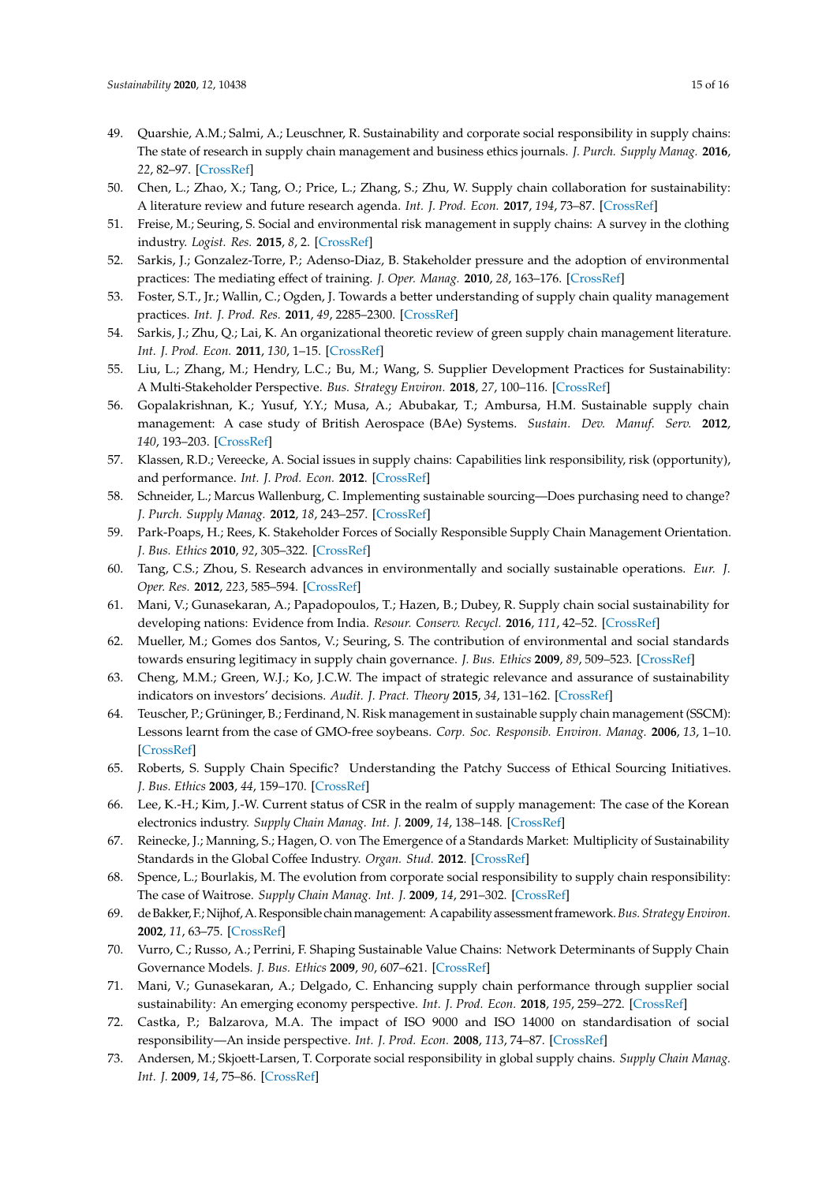49. Quarshie, A.M.; Salmi, A.; Leuschner, R. Sustainability and corporate social responsibility in supply chains: The state of research in supply chain management and business ethics journals. *J. Purch. Supply Manag.* **2016**, *22*, 82–97. [CrossRef]
50. Chen, L.; Zhao, X.; Tang, O.; Price, L.; Zhang, S.; Zhu, W. Supply chain collaboration for sustainability: A literature review and future research agenda. *Int. J. Prod. Econ.* **2017**, *194*, 73–87. [CrossRef]
51. Freise, M.; Seuring, S. Social and environmental risk management in supply chains: A survey in the clothing industry. *Logist. Res.* **2015**, *8*, 2. [CrossRef]
52. Sarkis, J.; Gonzalez-Torre, P.; Adenso-Diaz, B. Stakeholder pressure and the adoption of environmental practices: The mediating effect of training. *J. Oper. Manag.* **2010**, *28*, 163–176. [CrossRef]
53. Foster, S.T., Jr.; Wallin, C.; Ogden, J. Towards a better understanding of supply chain quality management practices. *Int. J. Prod. Res.* **2011**, *49*, 2285–2300. [CrossRef]
54. Sarkis, J.; Zhu, Q.; Lai, K. An organizational theoretic review of green supply chain management literature. *Int. J. Prod. Econ.* **2011**, *130*, 1–15. [CrossRef]
55. Liu, L.; Zhang, M.; Hendry, L.C.; Bu, M.; Wang, S. Supplier Development Practices for Sustainability: A Multi-Stakeholder Perspective. *Bus. Strategy Environ.* **2018**, *27*, 100–116. [CrossRef]
56. Gopalakrishnan, K.; Yusuf, Y.Y.; Musa, A.; Abubakar, T.; Ambursa, H.M. Sustainable supply chain management: A case study of British Aerospace (BAe) Systems. *Sustain. Dev. Manuf. Serv.* **2012**, *140*, 193–203. [CrossRef]
57. Klassen, R.D.; Vereecke, A. Social issues in supply chains: Capabilities link responsibility, risk (opportunity), and performance. *Int. J. Prod. Econ.* **2012**. [CrossRef]
58. Schneider, L.; Marcus Wallenburg, C. Implementing sustainable sourcing—Does purchasing need to change? *J. Purch. Supply Manag.* **2012**, *18*, 243–257. [CrossRef]
59. Park-Poaps, H.; Rees, K. Stakeholder Forces of Socially Responsible Supply Chain Management Orientation. *J. Bus. Ethics* **2010**, *92*, 305–322. [CrossRef]
60. Tang, C.S.; Zhou, S. Research advances in environmentally and socially sustainable operations. *Eur. J. Oper. Res.* **2012**, *223*, 585–594. [CrossRef]
61. Mani, V.; Gunasekaran, A.; Papadopoulos, T.; Hazen, B.; Dubey, R. Supply chain social sustainability for developing nations: Evidence from India. *Resour. Conserv. Recycl.* **2016**, *111*, 42–52. [CrossRef]
62. Mueller, M.; Gomes dos Santos, V.; Seuring, S. The contribution of environmental and social standards towards ensuring legitimacy in supply chain governance. *J. Bus. Ethics* **2009**, *89*, 509–523. [CrossRef]
63. Cheng, M.M.; Green, W.J.; Ko, J.C.W. The impact of strategic relevance and assurance of sustainability indicators on investors' decisions. *Audit. J. Pract. Theory* **2015**, *34*, 131–162. [CrossRef]
64. Teuscher, P.; Grüninger, B.; Ferdinand, N. Risk management in sustainable supply chain management (SSCM): Lessons learnt from the case of GMO-free soybeans. *Corp. Soc. Responsib. Environ. Manag.* **2006**, *13*, 1–10. [CrossRef]
65. Roberts, S. Supply Chain Specific? Understanding the Patchy Success of Ethical Sourcing Initiatives. *J. Bus. Ethics* **2003**, *44*, 159–170. [CrossRef]
66. Lee, K.-H.; Kim, J.-W. Current status of CSR in the realm of supply management: The case of the Korean electronics industry. *Supply Chain Manag. Int. J.* **2009**, *14*, 138–148. [CrossRef]
67. Reinecke, J.; Manning, S.; Hagen, O. von The Emergence of a Standards Market: Multiplicity of Sustainability Standards in the Global Coffee Industry. *Organ. Stud.* **2012**. [CrossRef]
68. Spence, L.; Bourlakis, M. The evolution from corporate social responsibility to supply chain responsibility: The case of Waitrose. *Supply Chain Manag. Int. J.* **2009**, *14*, 291–302. [CrossRef]
69. de Bakker, F.; Nijhof, A. Responsible chain management: A capability assessment framework. *Bus. Strategy Environ.* **2002**, *11*, 63–75. [CrossRef]
70. Vurro, C.; Russo, A.; Perrini, F. Shaping Sustainable Value Chains: Network Determinants of Supply Chain Governance Models. *J. Bus. Ethics* **2009**, *90*, 607–621. [CrossRef]
71. Mani, V.; Gunasekaran, A.; Delgado, C. Enhancing supply chain performance through supplier social sustainability: An emerging economy perspective. *Int. J. Prod. Econ.* **2018**, *195*, 259–272. [CrossRef]
72. Castka, P.; Balzarova, M.A. The impact of ISO 9000 and ISO 14000 on standardisation of social responsibility—An inside perspective. *Int. J. Prod. Econ.* **2008**, *113*, 74–87. [CrossRef]
73. Andersen, M.; Skjoett-Larsen, T. Corporate social responsibility in global supply chains. *Supply Chain Manag. Int. J.* **2009**, *14*, 75–86. [CrossRef]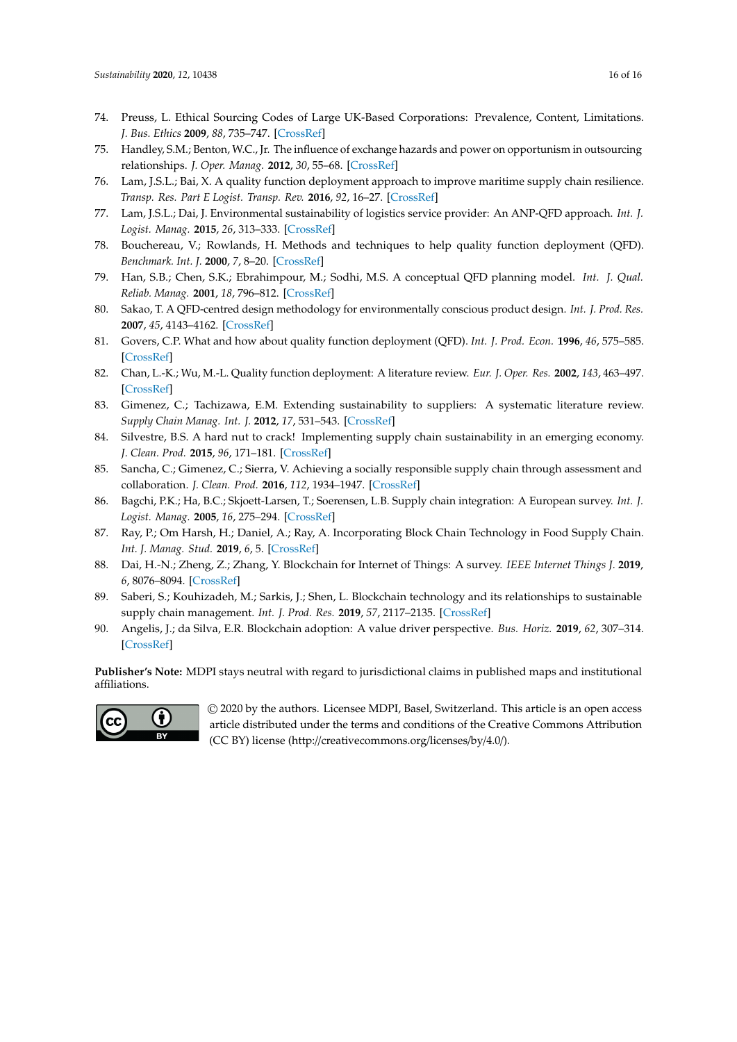74. Preuss, L. Ethical Sourcing Codes of Large UK-Based Corporations: Prevalence, Content, Limitations. *J. Bus. Ethics* **2009**, *88*, 735–747. [CrossRef]
75. Handley, S.M.; Benton, W.C., Jr. The influence of exchange hazards and power on opportunism in outsourcing relationships. *J. Oper. Manag.* **2012**, *30*, 55–68. [CrossRef]
76. Lam, J.S.L.; Bai, X. A quality function deployment approach to improve maritime supply chain resilience. *Transp. Res. Part E Logist. Transp. Rev.* **2016**, *92*, 16–27. [CrossRef]
77. Lam, J.S.L.; Dai, J. Environmental sustainability of logistics service provider: An ANP-QFD approach. *Int. J. Logist. Manag.* **2015**, *26*, 313–333. [CrossRef]
78. Bouchereau, V.; Rowlands, H. Methods and techniques to help quality function deployment (QFD). *Benchmark. Int. J.* **2000**, *7*, 8–20. [CrossRef]
79. Han, S.B.; Chen, S.K.; Ebrahimpour, M.; Sodhi, M.S. A conceptual QFD planning model. *Int. J. Qual. Reliab. Manag.* **2001**, *18*, 796–812. [CrossRef]
80. Sakao, T. A QFD-centred design methodology for environmentally conscious product design. *Int. J. Prod. Res.* **2007**, *45*, 4143–4162. [CrossRef]
81. Govers, C.P. What and how about quality function deployment (QFD). *Int. J. Prod. Econ.* **1996**, *46*, 575–585. [CrossRef]
82. Chan, L.-K.; Wu, M.-L. Quality function deployment: A literature review. *Eur. J. Oper. Res.* **2002**, *143*, 463–497. [CrossRef]
83. Gimenez, C.; Tachizawa, E.M. Extending sustainability to suppliers: A systematic literature review. *Supply Chain Manag. Int. J.* **2012**, *17*, 531–543. [CrossRef]
84. Silvestre, B.S. A hard nut to crack! Implementing supply chain sustainability in an emerging economy. *J. Clean. Prod.* **2015**, *96*, 171–181. [CrossRef]
85. Sancha, C.; Gimenez, C.; Sierra, V. Achieving a socially responsible supply chain through assessment and collaboration. *J. Clean. Prod.* **2016**, *112*, 1934–1947. [CrossRef]
86. Bagchi, P.K.; Ha, B.C.; Skjoett-Larsen, T.; Soerensen, L.B. Supply chain integration: A European survey. *Int. J. Logist. Manag.* **2005**, *16*, 275–294. [CrossRef]
87. Ray, P.; Om Harsh, H.; Daniel, A.; Ray, A. Incorporating Block Chain Technology in Food Supply Chain. *Int. J. Manag. Stud.* **2019**, *6*, 5. [CrossRef]
88. Dai, H.-N.; Zheng, Z.; Zhang, Y. Blockchain for Internet of Things: A survey. *IEEE Internet Things J.* **2019**, *6*, 8076–8094. [CrossRef]
89. Saberi, S.; Kouhizadeh, M.; Sarkis, J.; Shen, L. Blockchain technology and its relationships to sustainable supply chain management. *Int. J. Prod. Res.* **2019**, *57*, 2117–2135. [CrossRef]
90. Angelis, J.; da Silva, E.R. Blockchain adoption: A value driver perspective. *Bus. Horiz.* **2019**, *62*, 307–314. [CrossRef]

**Publisher's Note:** MDPI stays neutral with regard to jurisdictional claims in published maps and institutional affiliations.

© 2020 by the authors. Licensee MDPI, Basel, Switzerland. This article is an open access article distributed under the terms and conditions of the Creative Commons Attribution (CC BY) license (http://creativecommons.org/licenses/by/4.0/).